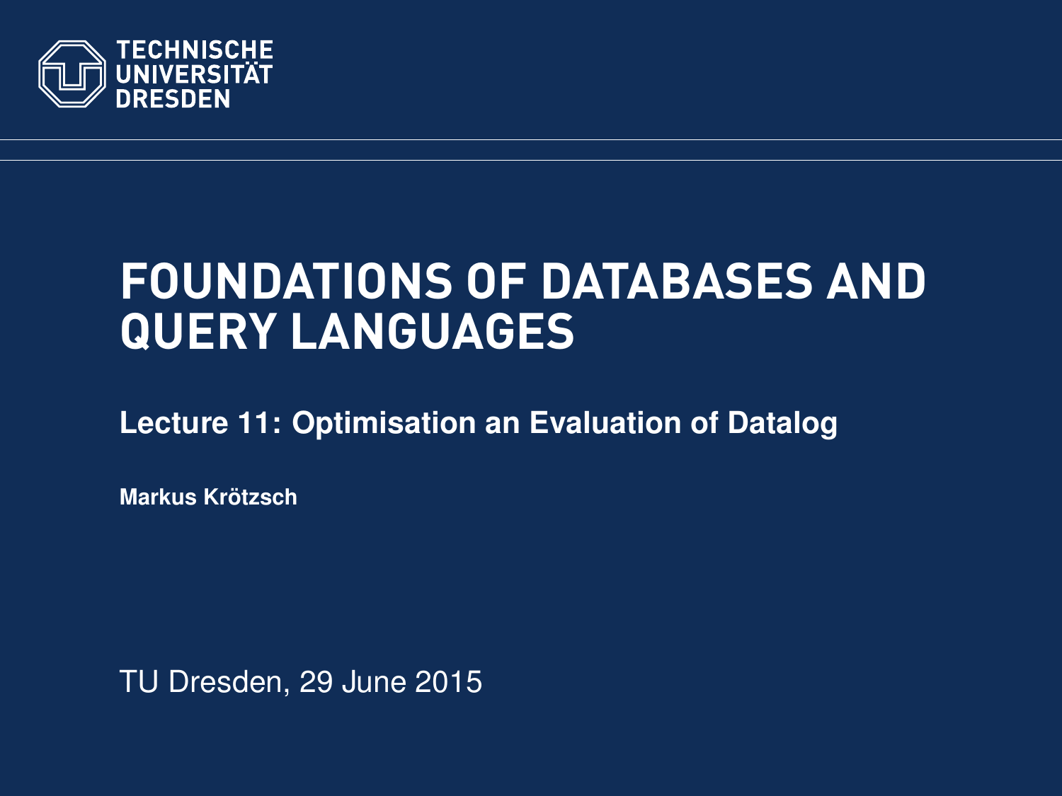TECHNISCHE UNIVERSITÄT DRESDEN

# FOUNDATIONS OF DATABASES AND QUERY LANGUAGES

## Lecture 11: Optimisation an Evaluation of Datalog

**Markus Krötzsch**

TU Dresden, 29 June 2015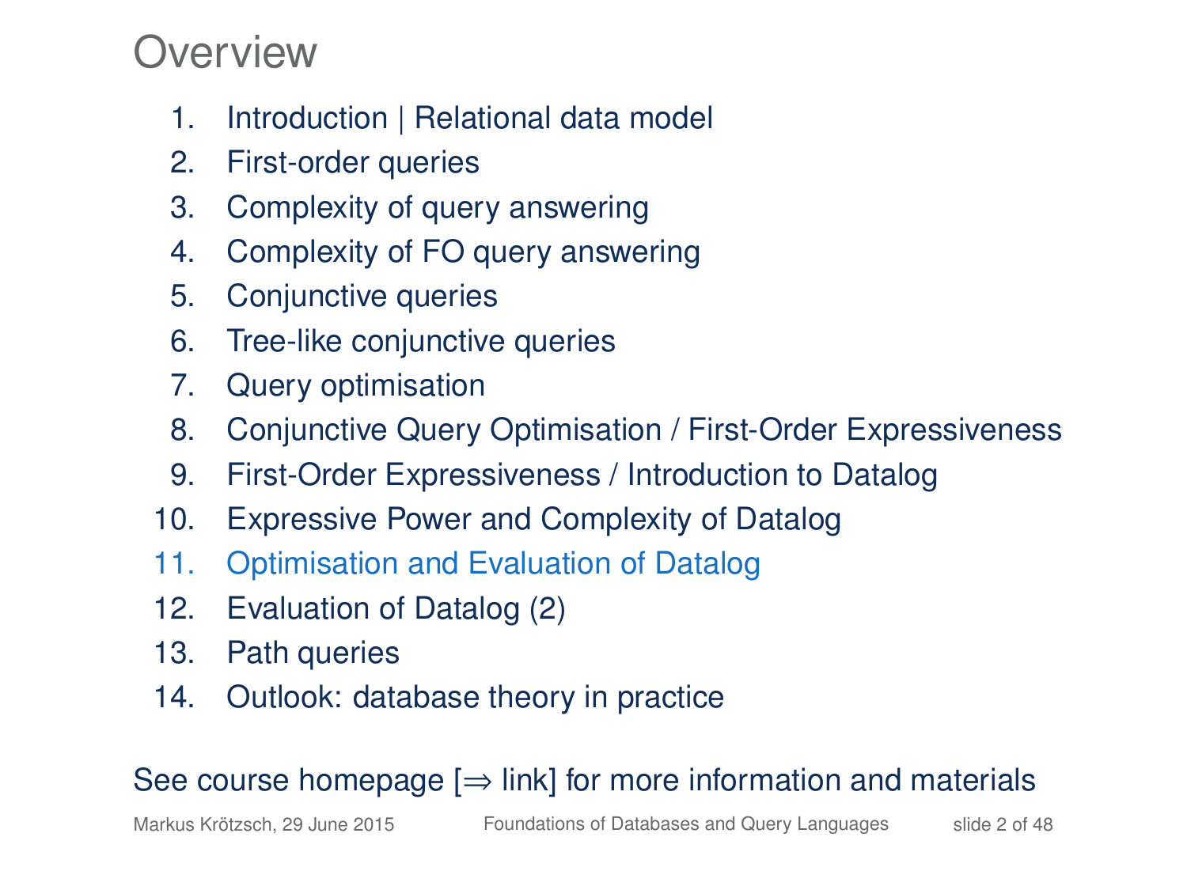# Overview

1. Introduction | Relational data model
2. First-order queries
3. Complexity of query answering
4. Complexity of FO query answering
5. Conjunctive queries
6. Tree-like conjunctive queries
7. Query optimisation
8. Conjunctive Query Optimisation / First-Order Expressiveness
9. First-Order Expressiveness / Introduction to Datalog
10. Expressive Power and Complexity of Datalog
11. Optimisation and Evaluation of Datalog
12. Evaluation of Datalog (2)
13. Path queries
14. Outlook: database theory in practice

See course homepage [⇒ link] for more information and materials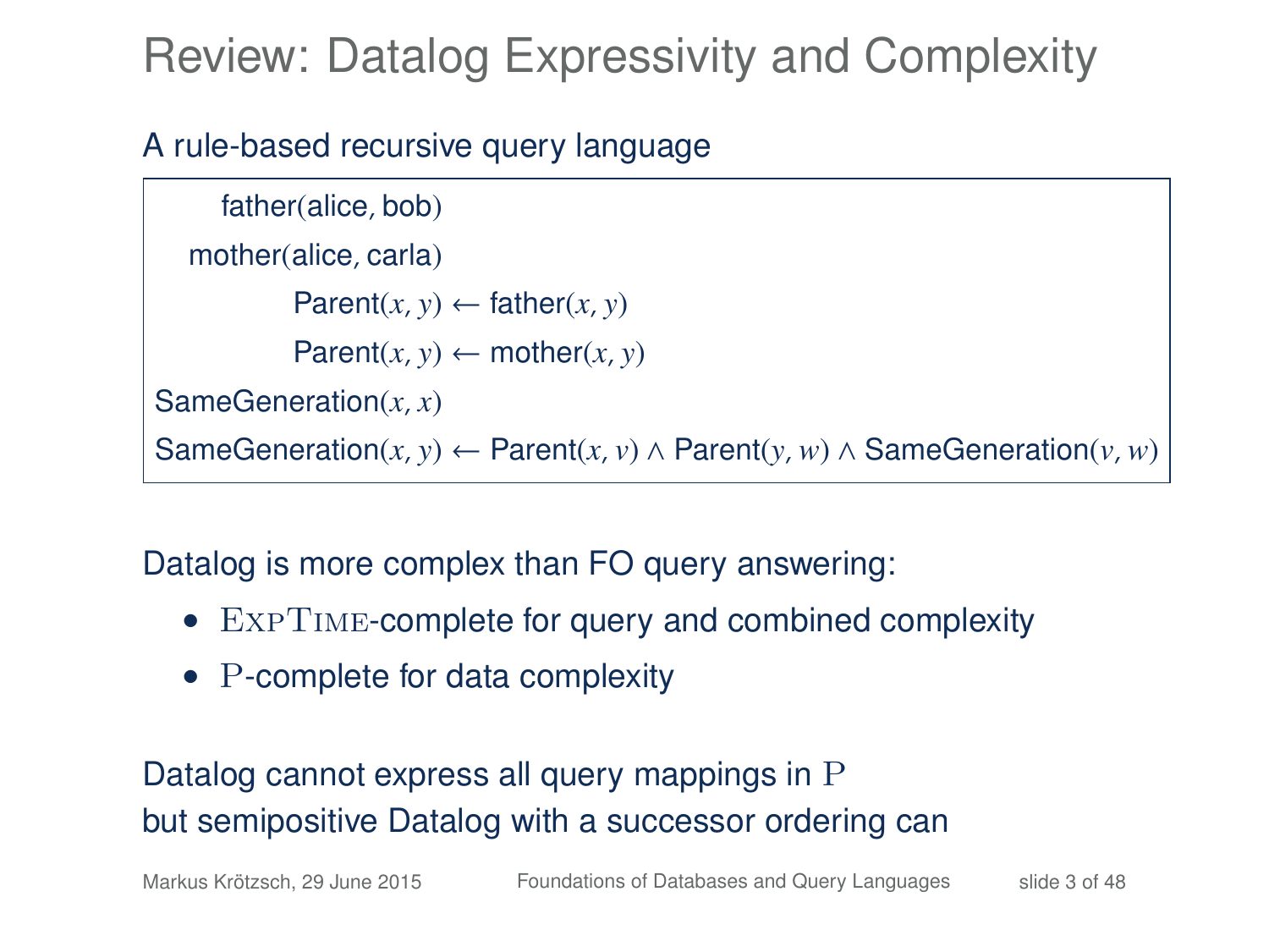# Review: Datalog Expressivity and Complexity

A rule-based recursive query language

$$
\begin{aligned}
\text{father}(\text{alice}, \text{bob}) & \\
\text{mother}(\text{alice}, \text{carla}) & \\
\text{Parent}(x, y) &\leftarrow \text{father}(x, y) \\
\text{Parent}(x, y) &\leftarrow \text{mother}(x, y) \\
\text{SameGeneration}(x, x) & \\
\text{SameGeneration}(x, y) &\leftarrow \text{Parent}(x, v) \wedge \text{Parent}(y, w) \wedge \text{SameGeneration}(v, w)
\end{aligned}
$$

Datalog is more complex than FO query answering:

- ExpTime-complete for query and combined complexity
- P-complete for data complexity

Datalog cannot express all query mappings in P
but semipositive Datalog with a successor ordering can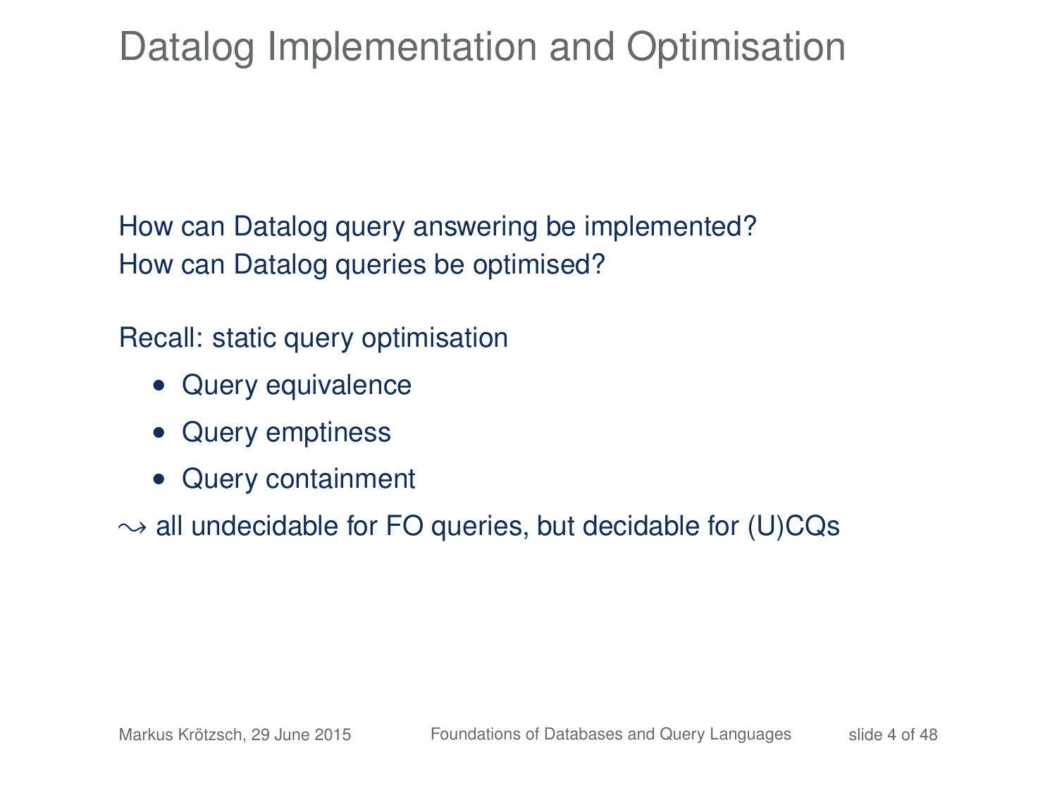# Datalog Implementation and Optimisation

How can Datalog query answering be implemented?
How can Datalog queries be optimised?

Recall: static query optimisation

- Query equivalence
- Query emptiness
- Query containment

$\leadsto$ all undecidable for FO queries, but decidable for (U)CQs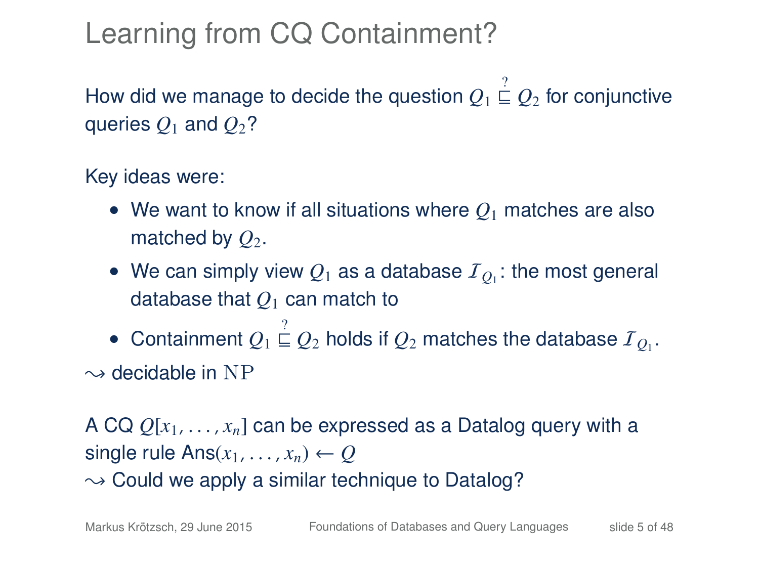# Learning from CQ Containment?

How did we manage to decide the question $Q_1 \overset{?}{\sqsubseteq} Q_2$ for conjunctive queries $Q_1$ and $Q_2$?

Key ideas were:

- We want to know if all situations where $Q_1$ matches are also matched by $Q_2$.
- We can simply view $Q_1$ as a database $\mathcal{I}_{Q_1}$: the most general database that $Q_1$ can match to
- Containment $Q_1 \overset{?}{\sqsubseteq} Q_2$ holds if $Q_2$ matches the database $\mathcal{I}_{Q_1}$.

$\leadsto$ decidable in $\mathrm{NP}$

A CQ $Q[x_1, \ldots, x_n]$ can be expressed as a Datalog query with a single rule $\mathsf{Ans}(x_1, \ldots, x_n) \leftarrow Q$

$\leadsto$ Could we apply a similar technique to Datalog?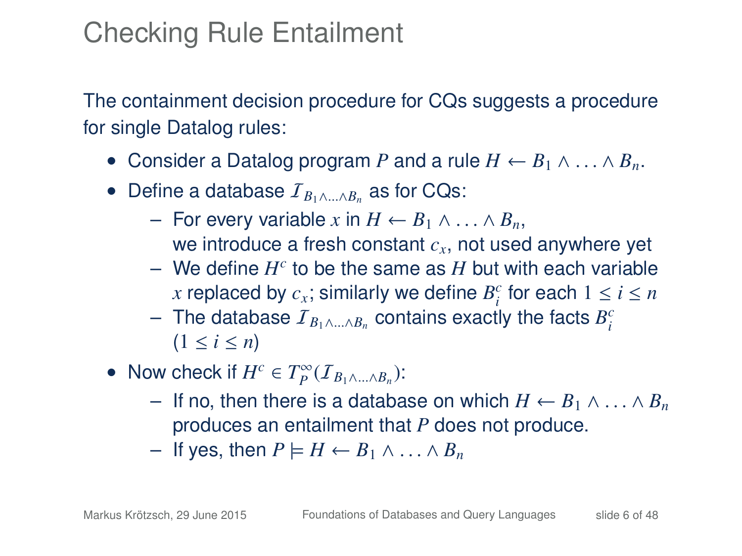# Checking Rule Entailment

The containment decision procedure for CQs suggests a procedure for single Datalog rules:

- Consider a Datalog program $P$ and a rule $H \leftarrow B_1 \wedge \ldots \wedge B_n$.
- Define a database $\mathcal{I}_{B_1 \wedge \ldots \wedge B_n}$ as for CQs:
  - For every variable $x$ in $H \leftarrow B_1 \wedge \ldots \wedge B_n$, we introduce a fresh constant $c_x$, not used anywhere yet
  - We define $H^c$ to be the same as $H$ but with each variable $x$ replaced by $c_x$; similarly we define $B_i^c$ for each $1 \leq i \leq n$
  - The database $\mathcal{I}_{B_1 \wedge \ldots \wedge B_n}$ contains exactly the facts $B_i^c$ $(1 \leq i \leq n)$
- Now check if $H^c \in T_P^\infty(\mathcal{I}_{B_1 \wedge \ldots \wedge B_n})$:
  - If no, then there is a database on which $H \leftarrow B_1 \wedge \ldots \wedge B_n$ produces an entailment that $P$ does not produce.
  - If yes, then $P \models H \leftarrow B_1 \wedge \ldots \wedge B_n$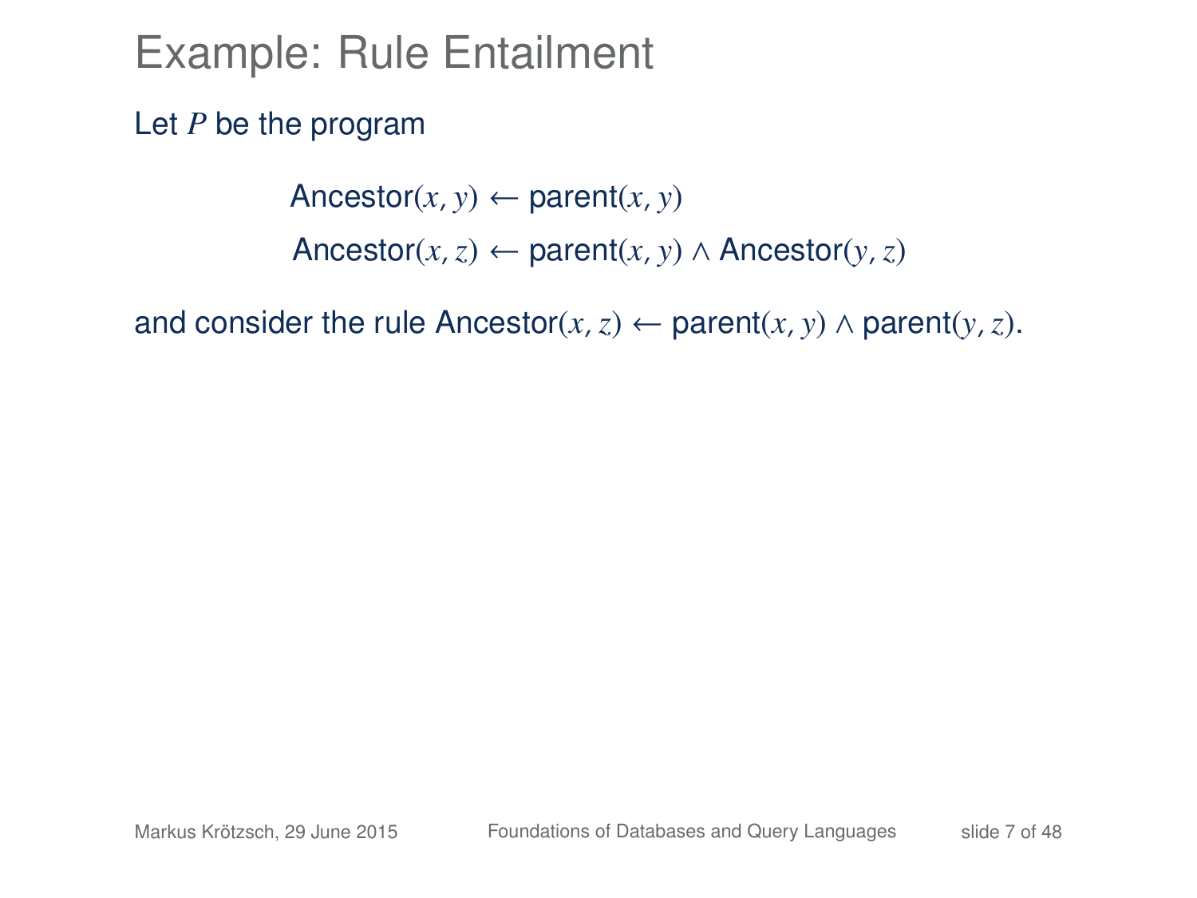# Example: Rule Entailment

Let $P$ be the program

$$\text{Ancestor}(x, y) \leftarrow \text{parent}(x, y)$$
$$\text{Ancestor}(x, z) \leftarrow \text{parent}(x, y) \wedge \text{Ancestor}(y, z)$$

and consider the rule $\text{Ancestor}(x, z) \leftarrow \text{parent}(x, y) \wedge \text{parent}(y, z)$.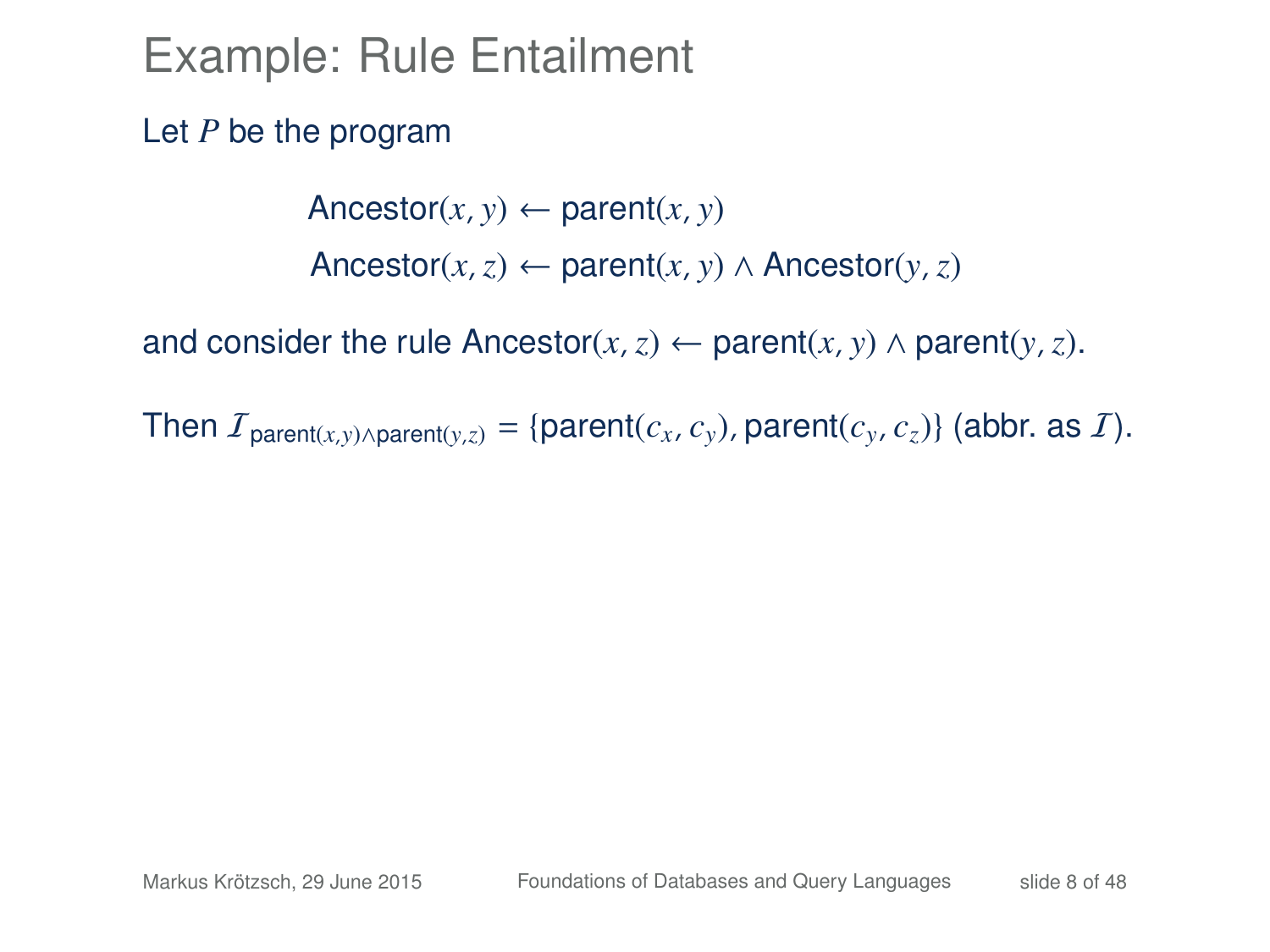# Example: Rule Entailment

Let $P$ be the program

$$\text{Ancestor}(x, y) \leftarrow \text{parent}(x, y)$$

$$\text{Ancestor}(x, z) \leftarrow \text{parent}(x, y) \wedge \text{Ancestor}(y, z)$$

and consider the rule $\text{Ancestor}(x, z) \leftarrow \text{parent}(x, y) \wedge \text{parent}(y, z)$.

Then $\mathcal{I}_{\text{parent}(x,y) \wedge \text{parent}(y,z)} = \{\text{parent}(c_x, c_y), \text{parent}(c_y, c_z)\}$ (abbr. as $\mathcal{I}$).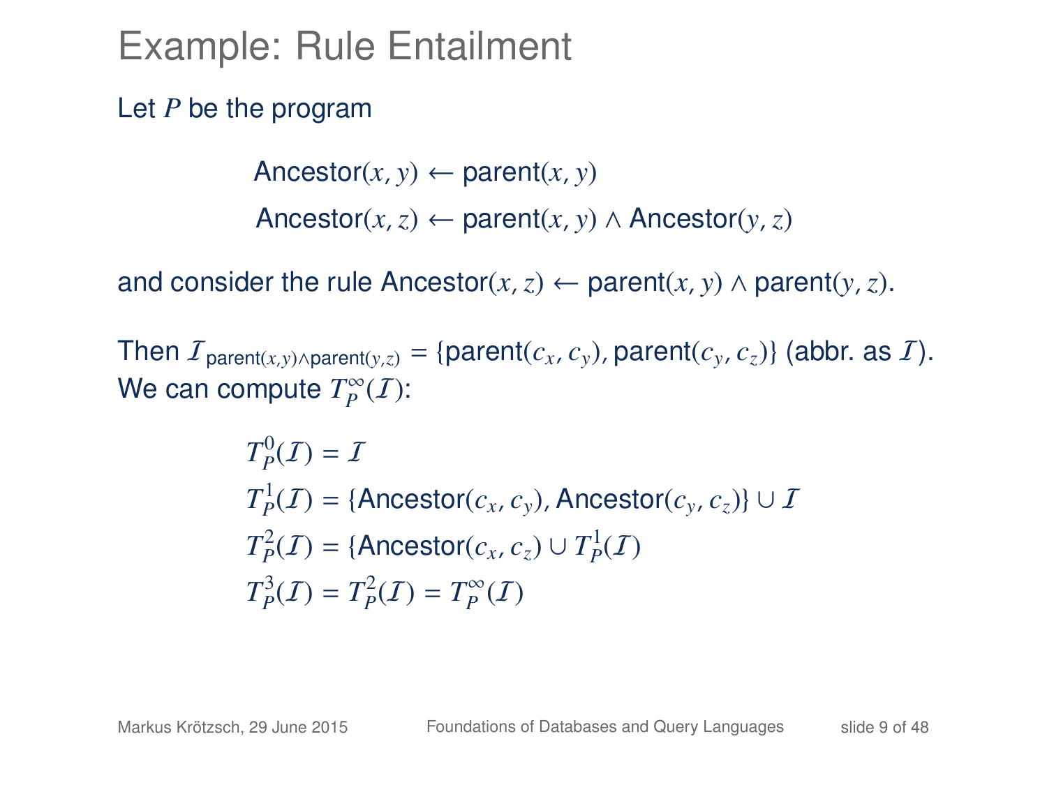# Example: Rule Entailment

Let $P$ be the program

$$\text{Ancestor}(x, y) \leftarrow \text{parent}(x, y)$$

$$\text{Ancestor}(x, z) \leftarrow \text{parent}(x, y) \wedge \text{Ancestor}(y, z)$$

and consider the rule $\text{Ancestor}(x, z) \leftarrow \text{parent}(x, y) \wedge \text{parent}(y, z)$.

Then $\mathcal{I}_{\text{parent}(x,y) \wedge \text{parent}(y,z)} = \{\text{parent}(c_x, c_y), \text{parent}(c_y, c_z)\}$ (abbr. as $\mathcal{I}$).
We can compute $T_P^\infty(\mathcal{I})$:

$$T_P^0(\mathcal{I}) = \mathcal{I}$$

$$T_P^1(\mathcal{I}) = \{\text{Ancestor}(c_x, c_y), \text{Ancestor}(c_y, c_z)\} \cup \mathcal{I}$$

$$T_P^2(\mathcal{I}) = \{\text{Ancestor}(c_x, c_z) \cup T_P^1(\mathcal{I})$$

$$T_P^3(\mathcal{I}) = T_P^2(\mathcal{I}) = T_P^\infty(\mathcal{I})$$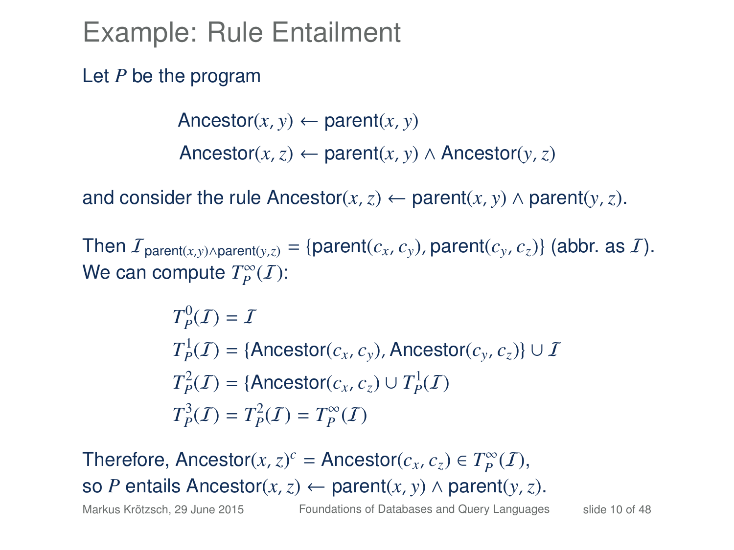# Example: Rule Entailment

Let $P$ be the program

$$\text{Ancestor}(x, y) \leftarrow \text{parent}(x, y)$$

$$\text{Ancestor}(x, z) \leftarrow \text{parent}(x, y) \wedge \text{Ancestor}(y, z)$$

and consider the rule $\text{Ancestor}(x, z) \leftarrow \text{parent}(x, y) \wedge \text{parent}(y, z)$.

Then $\mathcal{I}_{\text{parent}(x,y) \wedge \text{parent}(y,z)} = \{\text{parent}(c_x, c_y), \text{parent}(c_y, c_z)\}$ (abbr. as $\mathcal{I}$).
We can compute $T_P^\infty(\mathcal{I})$:

$$T_P^0(\mathcal{I}) = \mathcal{I}$$

$$T_P^1(\mathcal{I}) = \{\text{Ancestor}(c_x, c_y), \text{Ancestor}(c_y, c_z)\} \cup \mathcal{I}$$

$$T_P^2(\mathcal{I}) = \{\text{Ancestor}(c_x, c_z) \cup T_P^1(\mathcal{I})$$

$$T_P^3(\mathcal{I}) = T_P^2(\mathcal{I}) = T_P^\infty(\mathcal{I})$$

Therefore, $\text{Ancestor}(x, z)^c = \text{Ancestor}(c_x, c_z) \in T_P^\infty(\mathcal{I})$,
so $P$ entails $\text{Ancestor}(x, z) \leftarrow \text{parent}(x, y) \wedge \text{parent}(y, z)$.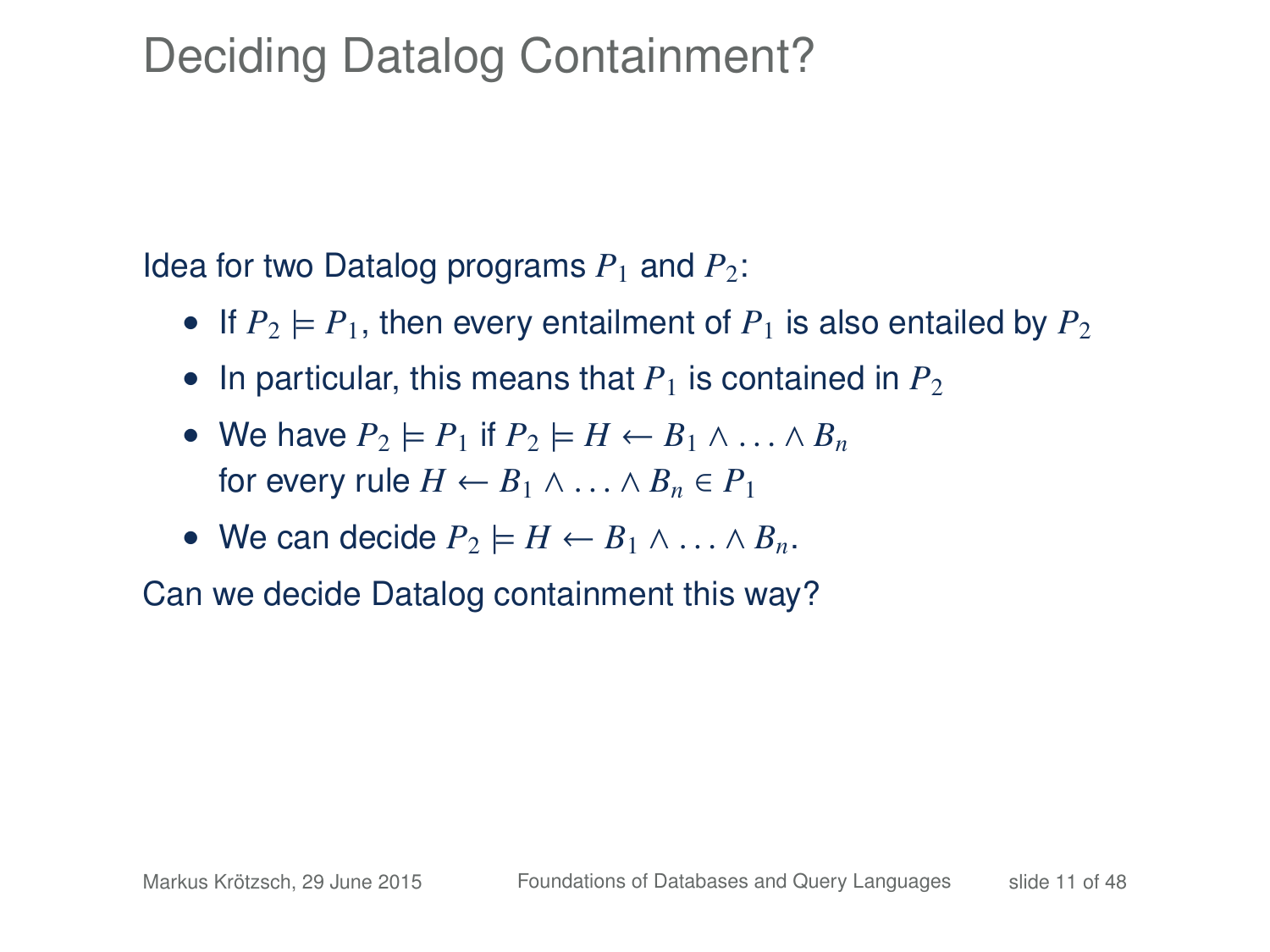# Deciding Datalog Containment?

Idea for two Datalog programs $P_1$ and $P_2$:

- If $P_2 \models P_1$, then every entailment of $P_1$ is also entailed by $P_2$
- In particular, this means that $P_1$ is contained in $P_2$
- We have $P_2 \models P_1$ if $P_2 \models H \leftarrow B_1 \wedge \ldots \wedge B_n$ for every rule $H \leftarrow B_1 \wedge \ldots \wedge B_n \in P_1$
- We can decide $P_2 \models H \leftarrow B_1 \wedge \ldots \wedge B_n$.

Can we decide Datalog containment this way?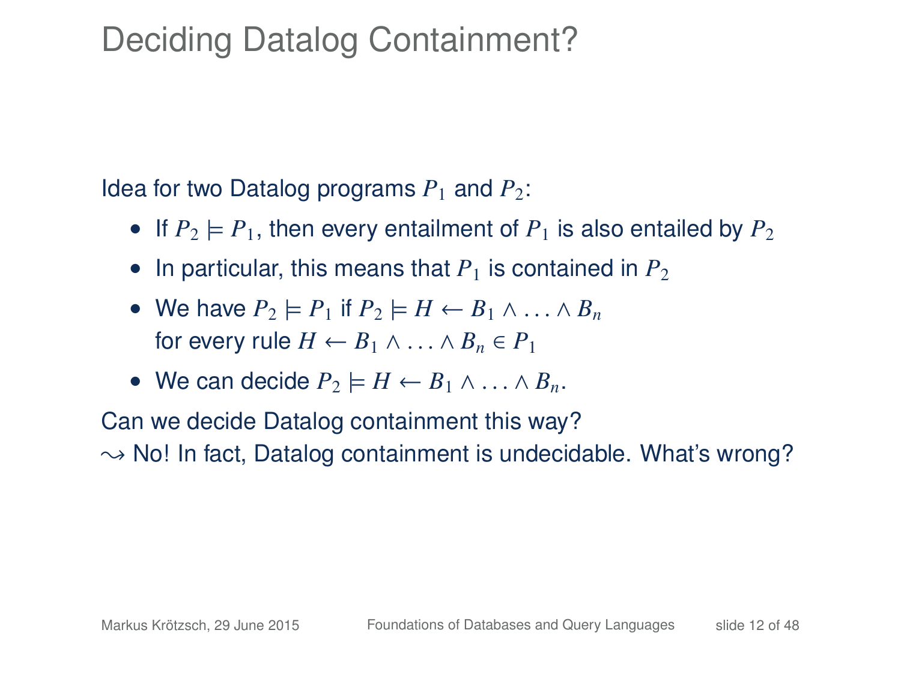# Deciding Datalog Containment?

Idea for two Datalog programs $P_1$ and $P_2$:

- If $P_2 \models P_1$, then every entailment of $P_1$ is also entailed by $P_2$
- In particular, this means that $P_1$ is contained in $P_2$
- We have $P_2 \models P_1$ if $P_2 \models H \leftarrow B_1 \wedge \ldots \wedge B_n$ for every rule $H \leftarrow B_1 \wedge \ldots \wedge B_n \in P_1$
- We can decide $P_2 \models H \leftarrow B_1 \wedge \ldots \wedge B_n$.

Can we decide Datalog containment this way?

$\rightsquigarrow$ No! In fact, Datalog containment is undecidable. What's wrong?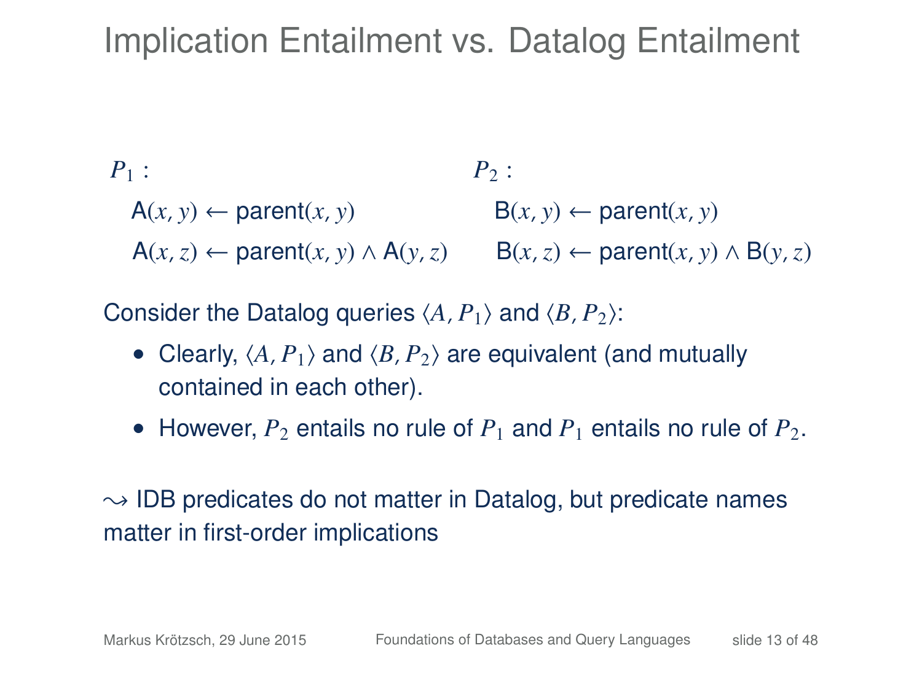# Implication Entailment vs. Datalog Entailment

$P_1$ :

$$\mathsf{A}(x, y) \leftarrow \mathsf{parent}(x, y)$$

$$\mathsf{A}(x, z) \leftarrow \mathsf{parent}(x, y) \wedge \mathsf{A}(y, z)$$

$P_2$ :

$$\mathsf{B}(x, y) \leftarrow \mathsf{parent}(x, y)$$

$$\mathsf{B}(x, z) \leftarrow \mathsf{parent}(x, y) \wedge \mathsf{B}(y, z)$$

Consider the Datalog queries $\langle A, P_1 \rangle$ and $\langle B, P_2 \rangle$:

- Clearly, $\langle A, P_1 \rangle$ and $\langle B, P_2 \rangle$ are equivalent (and mutually contained in each other).
- However, $P_2$ entails no rule of $P_1$ and $P_1$ entails no rule of $P_2$.

$\rightsquigarrow$ IDB predicates do not matter in Datalog, but predicate names matter in first-order implications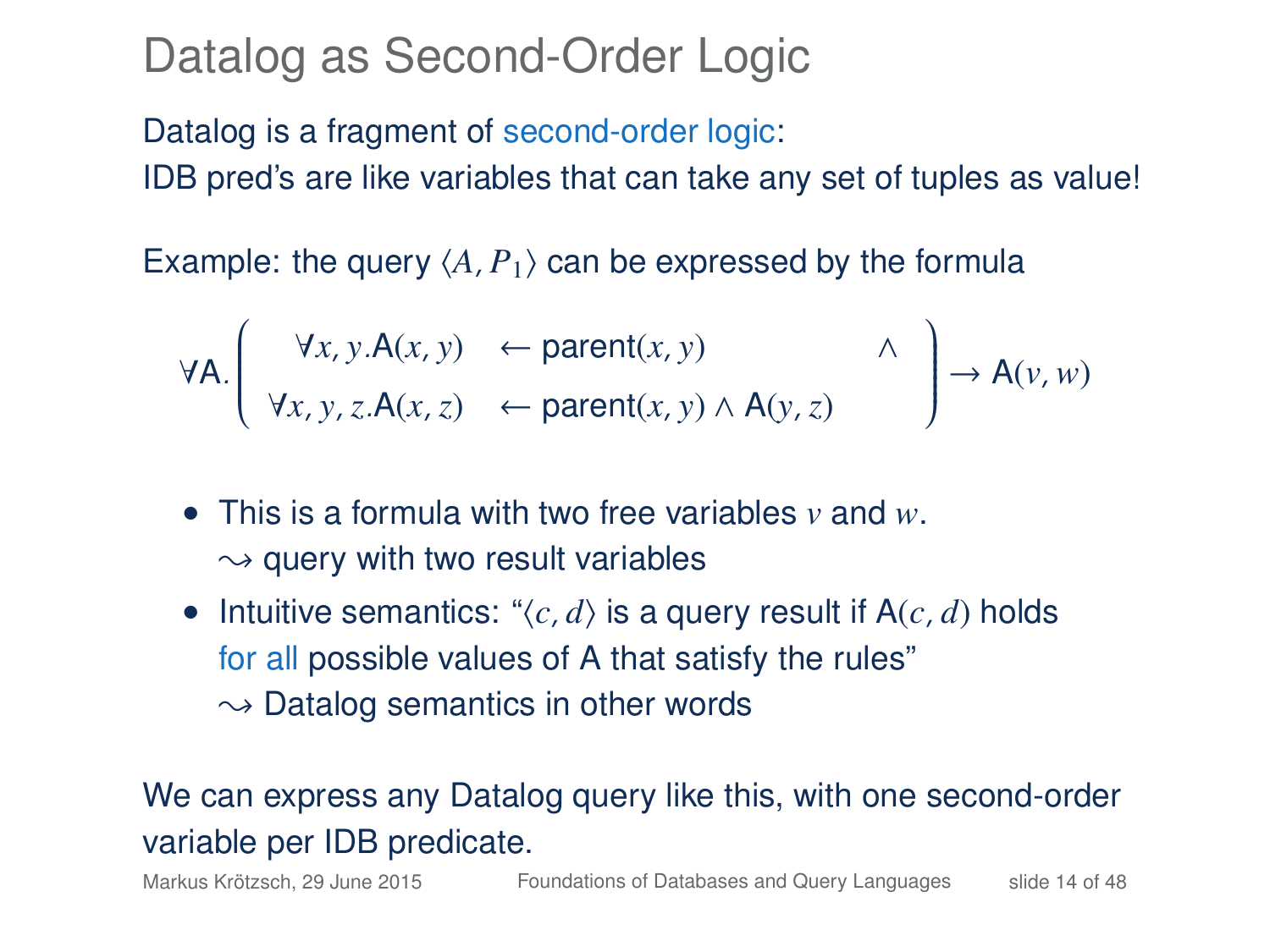# Datalog as Second-Order Logic

Datalog is a fragment of second-order logic:
IDB pred's are like variables that can take any set of tuples as value!

Example: the query $\langle A, P_1 \rangle$ can be expressed by the formula

$$\forall \mathsf{A}. \left( \begin{array}{lll} \forall x, y. \mathsf{A}(x, y) & \leftarrow \mathsf{parent}(x, y) & \wedge \\ \forall x, y, z. \mathsf{A}(x, z) & \leftarrow \mathsf{parent}(x, y) \wedge \mathsf{A}(y, z) & \end{array} \right) \rightarrow \mathsf{A}(v, w)$$

- This is a formula with two free variables $v$ and $w$.
  $\leadsto$ query with two result variables
- Intuitive semantics: "$\langle c, d \rangle$ is a query result if $\mathsf{A}(c, d)$ holds for all possible values of A that satisfy the rules"
  $\leadsto$ Datalog semantics in other words

We can express any Datalog query like this, with one second-order variable per IDB predicate.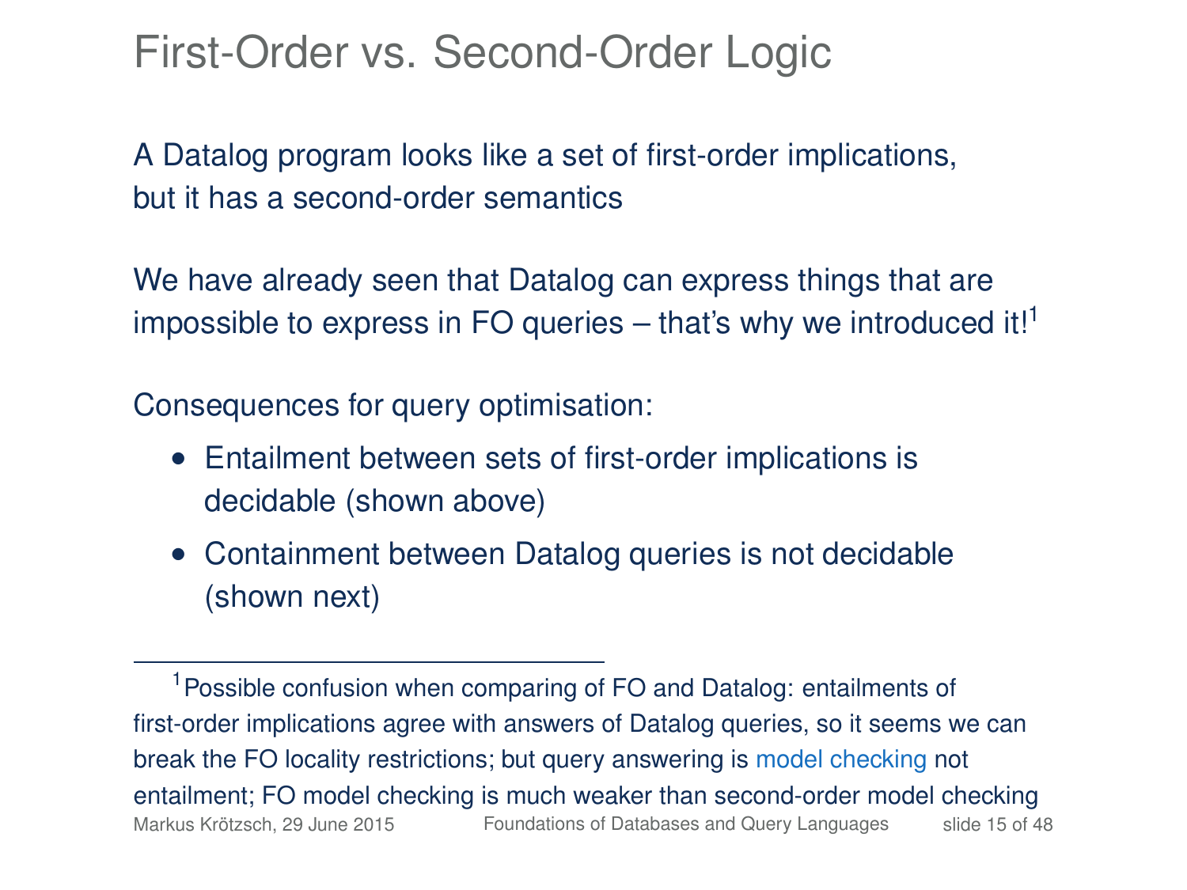# First-Order vs. Second-Order Logic

A Datalog program looks like a set of first-order implications, but it has a second-order semantics

We have already seen that Datalog can express things that are impossible to express in FO queries – that's why we introduced it![1]

Consequences for query optimisation:

- Entailment between sets of first-order implications is decidable (shown above)
- Containment between Datalog queries is not decidable (shown next)

---

[1] Possible confusion when comparing of FO and Datalog: entailments of first-order implications agree with answers of Datalog queries, so it seems we can break the FO locality restrictions; but query answering is model checking not entailment; FO model checking is much weaker than second-order model checking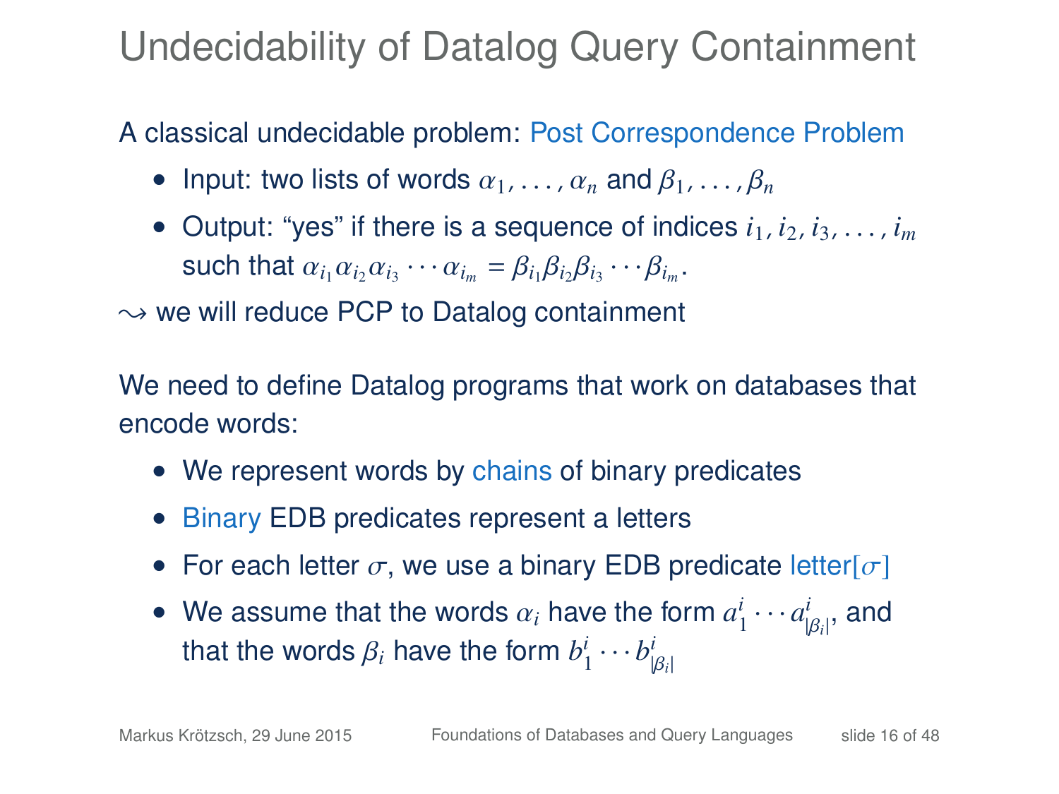# Undecidability of Datalog Query Containment

A classical undecidable problem: Post Correspondence Problem

- Input: two lists of words $\alpha_1, \ldots, \alpha_n$ and $\beta_1, \ldots, \beta_n$
- Output: "yes" if there is a sequence of indices $i_1, i_2, i_3, \ldots, i_m$ such that $\alpha_{i_1}\alpha_{i_2}\alpha_{i_3} \cdots \alpha_{i_m} = \beta_{i_1}\beta_{i_2}\beta_{i_3} \cdots \beta_{i_m}$.

$\leadsto$ we will reduce PCP to Datalog containment

We need to define Datalog programs that work on databases that encode words:

- We represent words by chains of binary predicates
- Binary EDB predicates represent a letters
- For each letter $\sigma$, we use a binary EDB predicate $\text{letter}[\sigma]$
- We assume that the words $\alpha_i$ have the form $a^i_1 \cdots a^i_{|\beta_i|}$, and that the words $\beta_i$ have the form $b^i_1 \cdots b^i_{|\beta_i|}$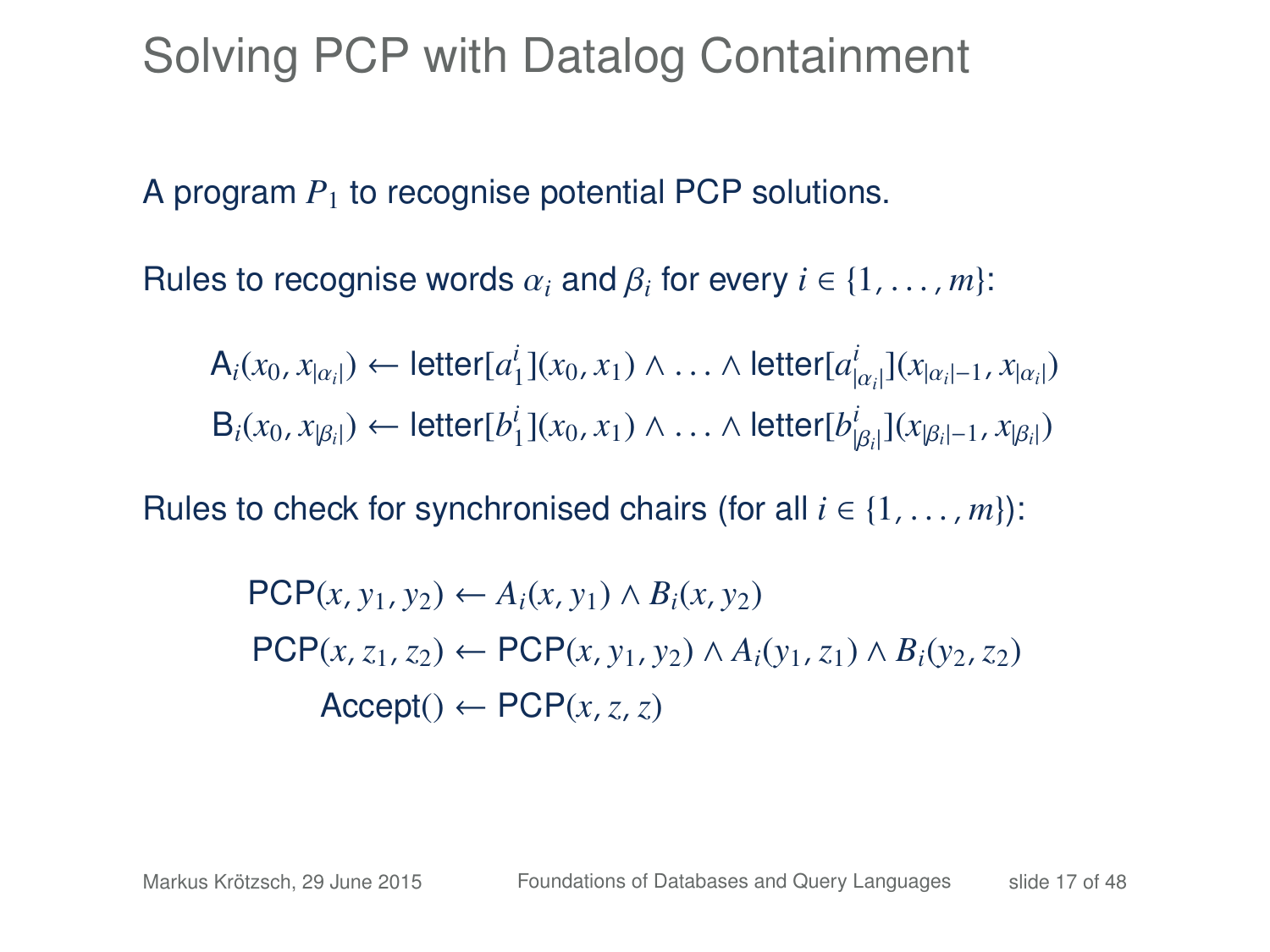# Solving PCP with Datalog Containment

A program $P_1$ to recognise potential PCP solutions.

Rules to recognise words $\alpha_i$ and $\beta_i$ for every $i \in \{1, \ldots, m\}$:

$$\mathsf{A}_i(x_0, x_{|\alpha_i|}) \leftarrow \mathsf{letter}[a^i_1](x_0, x_1) \wedge \ldots \wedge \mathsf{letter}[a^i_{|\alpha_i|}](x_{|\alpha_i|-1}, x_{|\alpha_i|})$$

$$\mathsf{B}_i(x_0, x_{|\beta_i|}) \leftarrow \mathsf{letter}[b^i_1](x_0, x_1) \wedge \ldots \wedge \mathsf{letter}[b^i_{|\beta_i|}](x_{|\beta_i|-1}, x_{|\beta_i|})$$

Rules to check for synchronised chairs (for all $i \in \{1, \ldots, m\}$):

$$\mathsf{PCP}(x, y_1, y_2) \leftarrow A_i(x, y_1) \wedge B_i(x, y_2)$$

$$\mathsf{PCP}(x, z_1, z_2) \leftarrow \mathsf{PCP}(x, y_1, y_2) \wedge A_i(y_1, z_1) \wedge B_i(y_2, z_2)$$

$$\mathsf{Accept}() \leftarrow \mathsf{PCP}(x, z, z)$$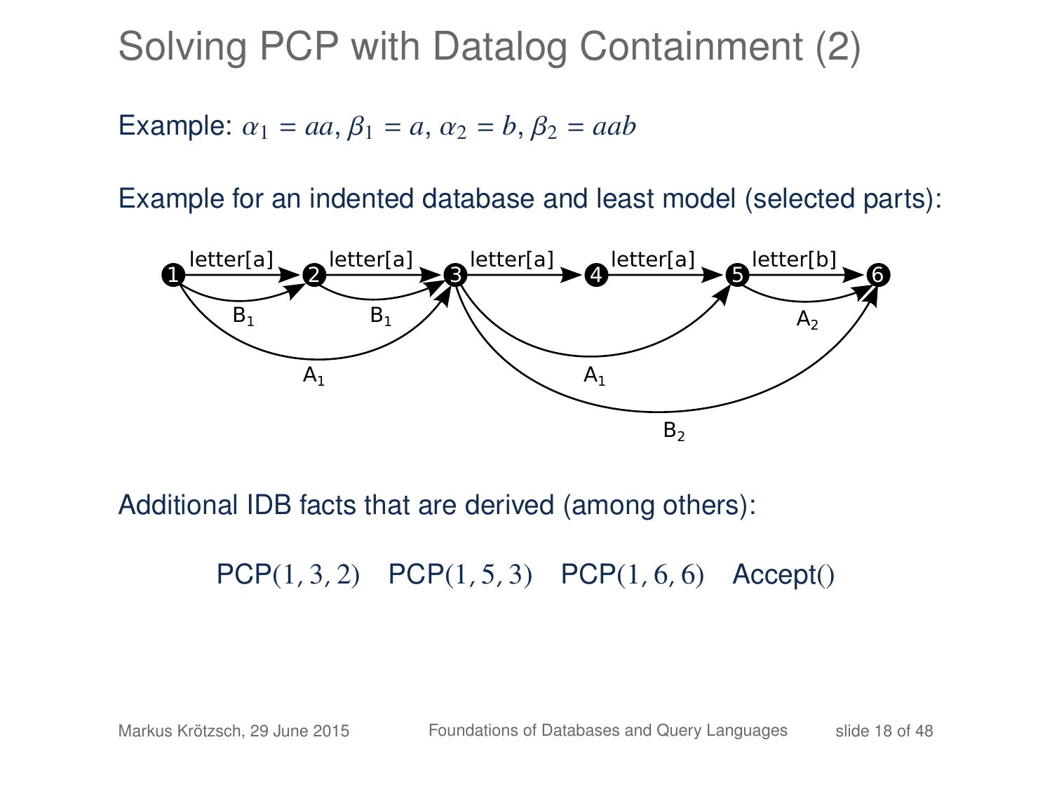# Solving PCP with Datalog Containment (2)

Example: $\alpha_1 = aa$, $\beta_1 = a$, $\alpha_2 = b$, $\beta_2 = aab$

Example for an indented database and least model (selected parts):

Additional IDB facts that are derived (among others):

$$\text{PCP}(1, 3, 2) \quad \text{PCP}(1, 5, 3) \quad \text{PCP}(1, 6, 6) \quad \text{Accept}()$$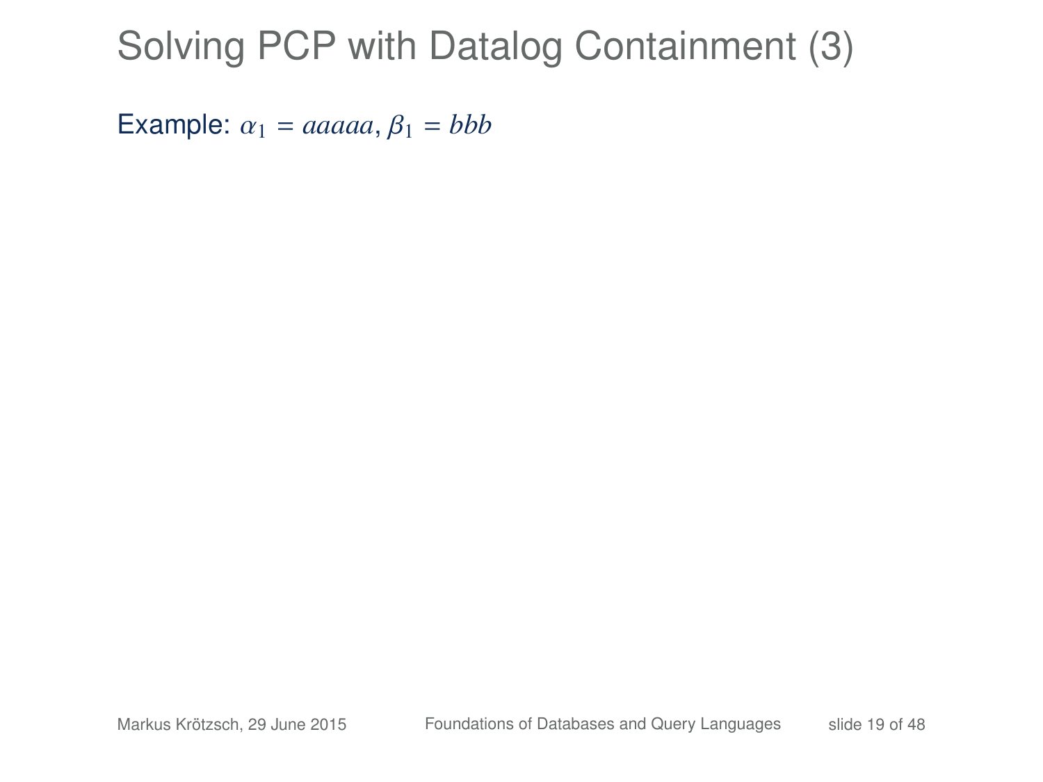# Solving PCP with Datalog Containment (3)

Example: $\alpha_1 = aaaaa$, $\beta_1 = bbb$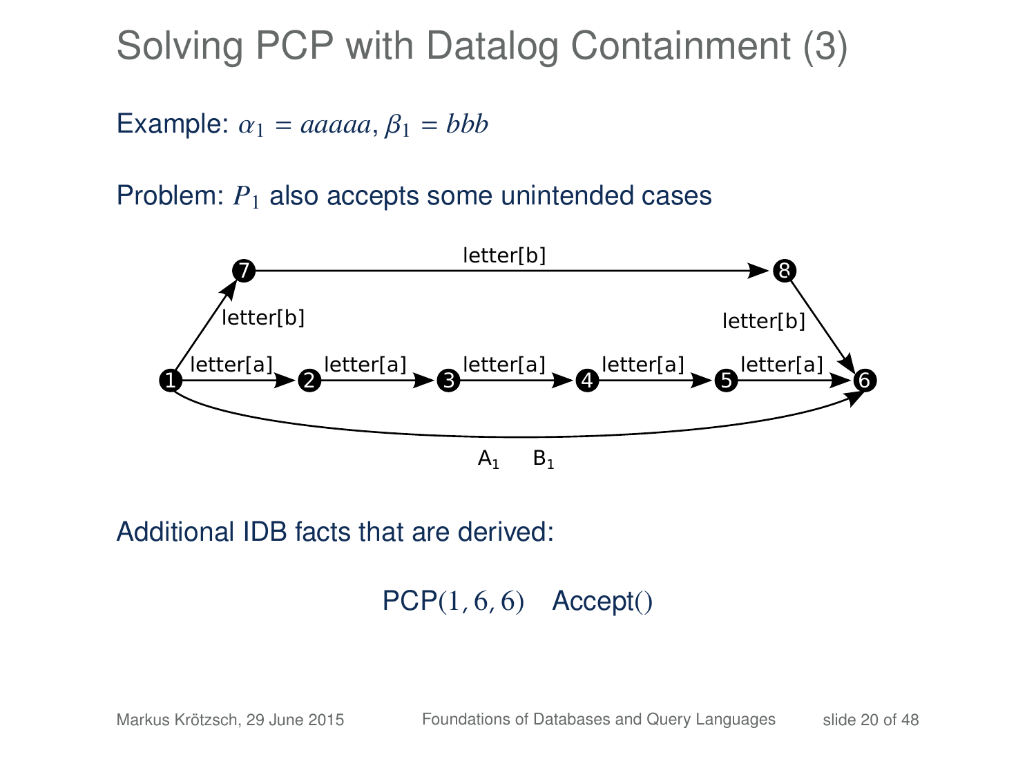# Solving PCP with Datalog Containment (3)

Example: $\alpha_1 = aaaaa, \beta_1 = bbb$

Problem: $P_1$ also accepts some unintended cases

Additional IDB facts that are derived:

$$\text{PCP}(1, 6, 6) \quad \text{Accept}()$$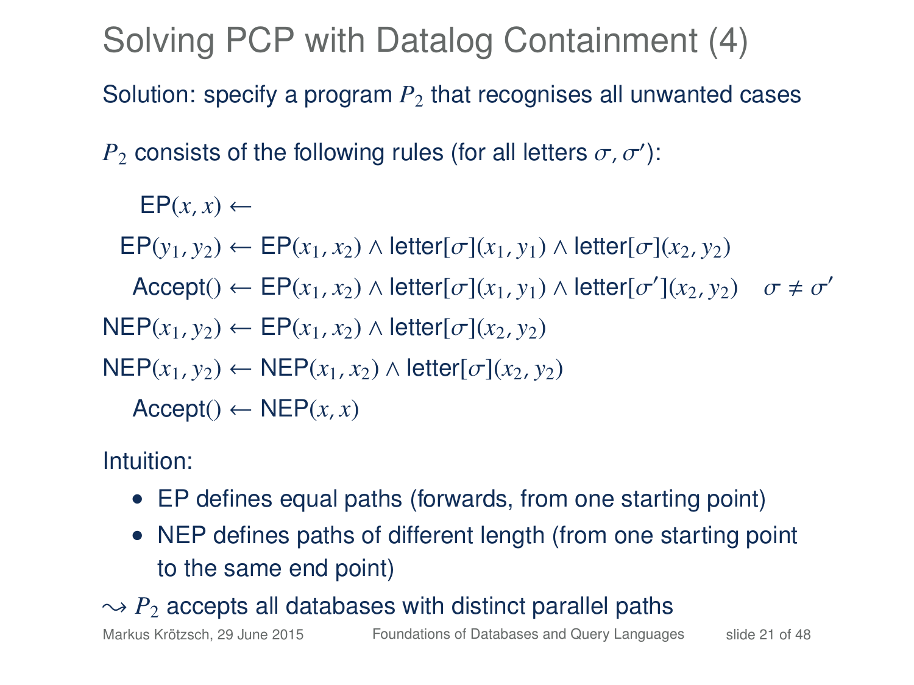# Solving PCP with Datalog Containment (4)

Solution: specify a program $P_2$ that recognises all unwanted cases

$P_2$ consists of the following rules (for all letters $\sigma, \sigma'$):

$$\mathsf{EP}(x, x) \leftarrow$$

$$\mathsf{EP}(y_1, y_2) \leftarrow \mathsf{EP}(x_1, x_2) \wedge \mathsf{letter}[\sigma](x_1, y_1) \wedge \mathsf{letter}[\sigma](x_2, y_2)$$

$$\mathsf{Accept}() \leftarrow \mathsf{EP}(x_1, x_2) \wedge \mathsf{letter}[\sigma](x_1, y_1) \wedge \mathsf{letter}[\sigma'](x_2, y_2) \quad \sigma \neq \sigma'$$

$$\mathsf{NEP}(x_1, y_2) \leftarrow \mathsf{EP}(x_1, x_2) \wedge \mathsf{letter}[\sigma](x_2, y_2)$$

$$\mathsf{NEP}(x_1, y_2) \leftarrow \mathsf{NEP}(x_1, x_2) \wedge \mathsf{letter}[\sigma](x_2, y_2)$$

$$\mathsf{Accept}() \leftarrow \mathsf{NEP}(x, x)$$

Intuition:

- EP defines equal paths (forwards, from one starting point)
- NEP defines paths of different length (from one starting point to the same end point)

$\rightsquigarrow$ $P_2$ accepts all databases with distinct parallel paths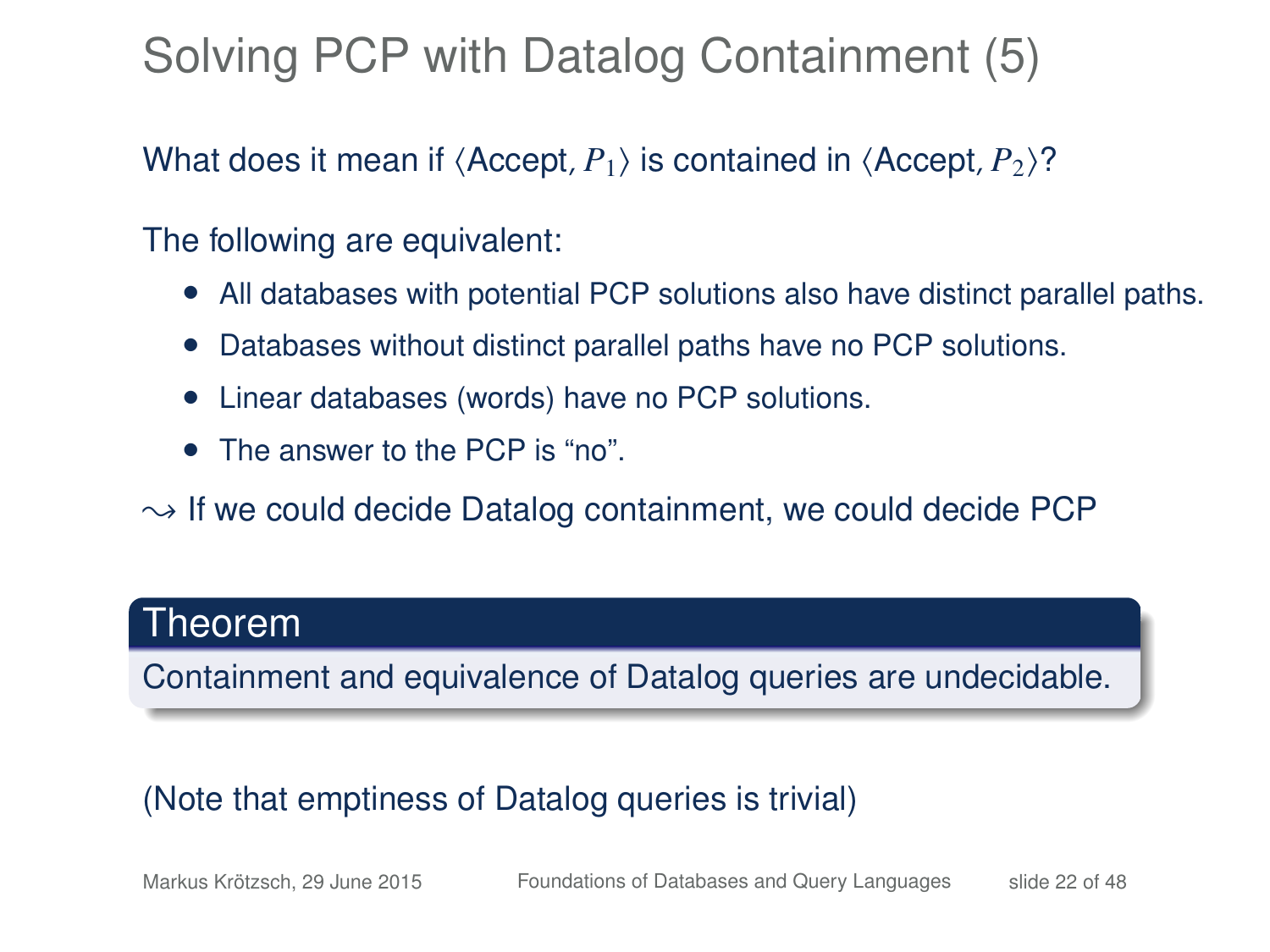# Solving PCP with Datalog Containment (5)

What does it mean if $\langle \text{Accept}, P_1 \rangle$ is contained in $\langle \text{Accept}, P_2 \rangle$?

The following are equivalent:

- All databases with potential PCP solutions also have distinct parallel paths.
- Databases without distinct parallel paths have no PCP solutions.
- Linear databases (words) have no PCP solutions.
- The answer to the PCP is "no".

$\leadsto$ If we could decide Datalog containment, we could decide PCP

**Theorem**

Containment and equivalence of Datalog queries are undecidable.

(Note that emptiness of Datalog queries is trivial)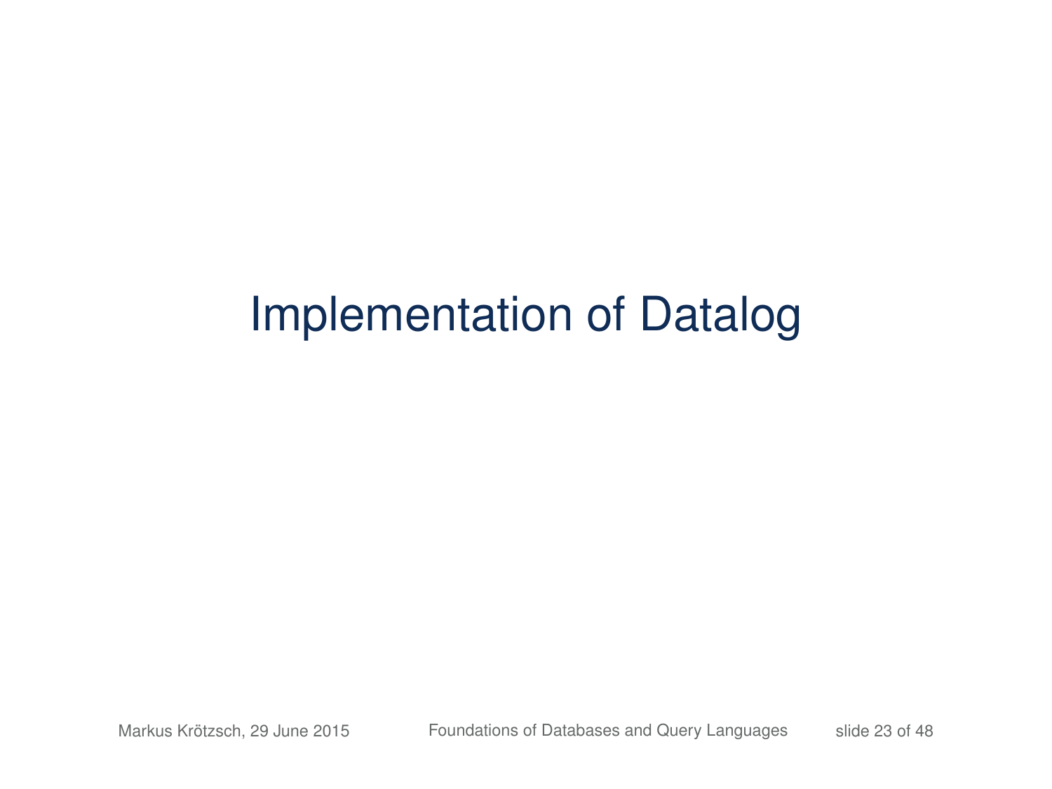# Implementation of Datalog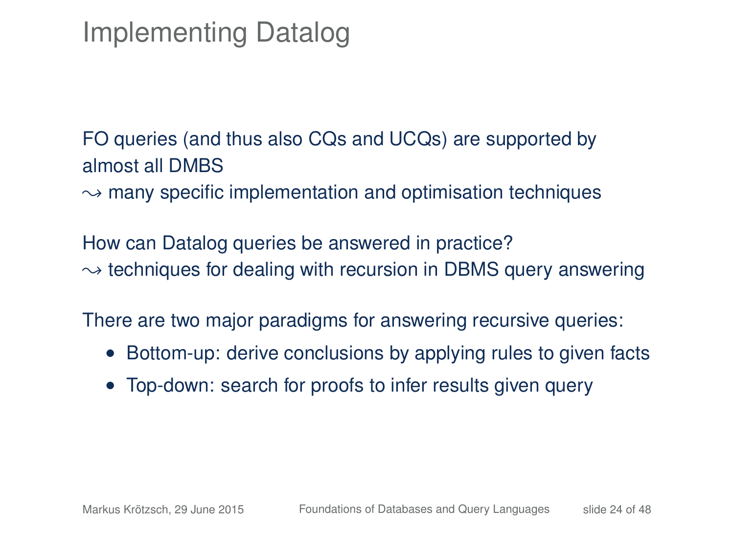# Implementing Datalog

FO queries (and thus also CQs and UCQs) are supported by almost all DMBS
$\leadsto$ many specific implementation and optimisation techniques

How can Datalog queries be answered in practice?
$\leadsto$ techniques for dealing with recursion in DBMS query answering

There are two major paradigms for answering recursive queries:

- Bottom-up: derive conclusions by applying rules to given facts
- Top-down: search for proofs to infer results given query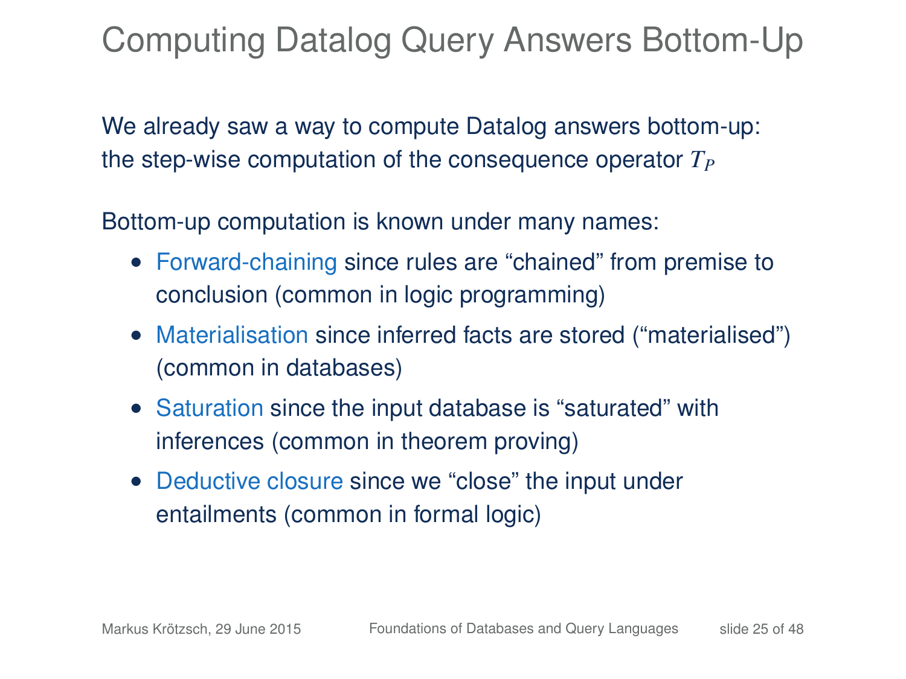# Computing Datalog Query Answers Bottom-Up

We already saw a way to compute Datalog answers bottom-up: the step-wise computation of the consequence operator $T_P$

Bottom-up computation is known under many names:

- Forward-chaining since rules are "chained" from premise to conclusion (common in logic programming)
- Materialisation since inferred facts are stored ("materialised") (common in databases)
- Saturation since the input database is "saturated" with inferences (common in theorem proving)
- Deductive closure since we "close" the input under entailments (common in formal logic)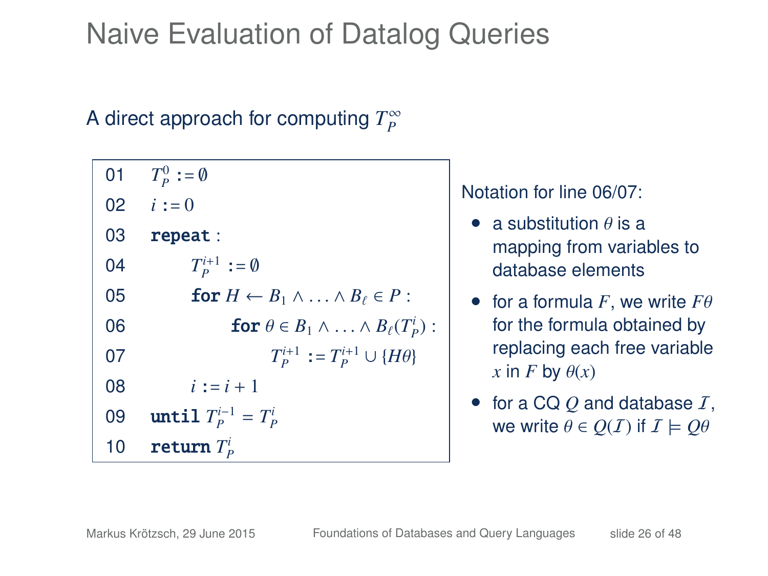# Naive Evaluation of Datalog Queries

A direct approach for computing $T_P^\infty$

```
01  T_P^0 := ∅
02  i := 0
03  repeat :
04      T_P^{i+1} := ∅
05      for H ← B_1 ∧ ... ∧ B_ℓ ∈ P :
06          for θ ∈ B_1 ∧ ... ∧ B_ℓ(T_P^i) :
07              T_P^{i+1} := T_P^{i+1} ∪ {Hθ}
08      i := i + 1
09  until T_P^{i-1} = T_P^i
10  return T_P^i
```

Notation for line 06/07:

- a substitution $\theta$ is a mapping from variables to database elements
- for a formula $F$, we write $F\theta$ for the formula obtained by replacing each free variable $x$ in $F$ by $\theta(x)$
- for a CQ $Q$ and database $\mathcal{I}$, we write $\theta \in Q(\mathcal{I})$ if $\mathcal{I} \models Q\theta$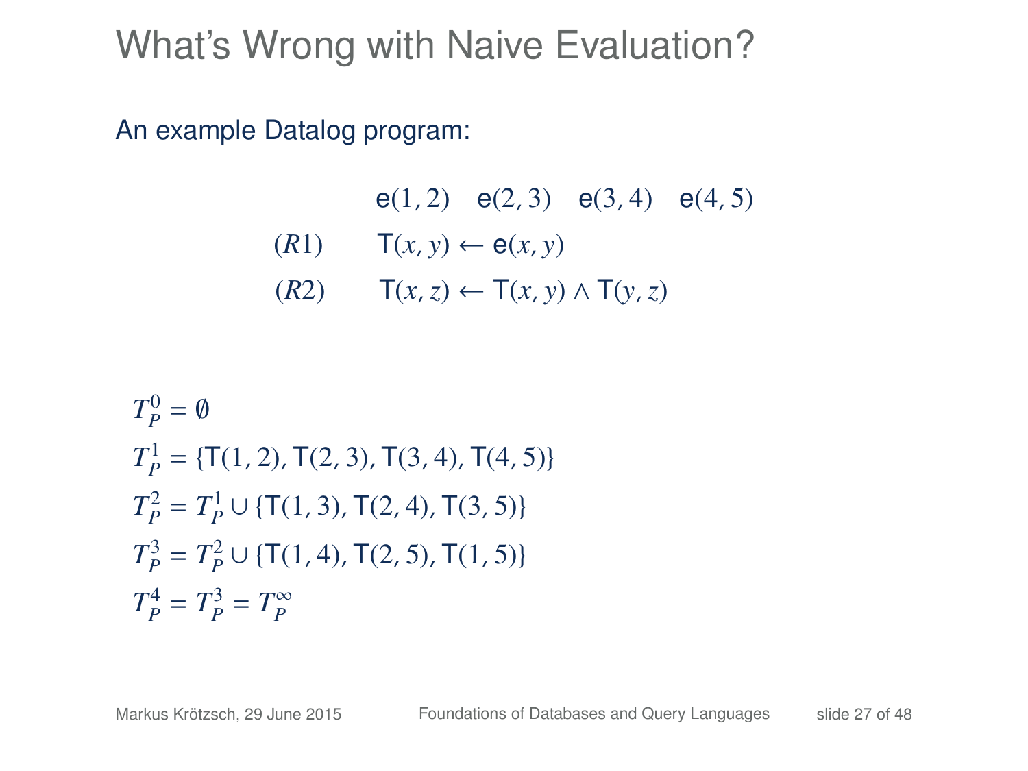# What's Wrong with Naive Evaluation?

An example Datalog program:

$$\mathsf{e}(1,2) \quad \mathsf{e}(2,3) \quad \mathsf{e}(3,4) \quad \mathsf{e}(4,5)$$

$$(R1) \qquad \mathsf{T}(x,y) \leftarrow \mathsf{e}(x,y)$$

$$(R2) \qquad \mathsf{T}(x,z) \leftarrow \mathsf{T}(x,y) \wedge \mathsf{T}(y,z)$$

$$T_P^0 = \emptyset$$

$$T_P^1 = \{\mathsf{T}(1,2), \mathsf{T}(2,3), \mathsf{T}(3,4), \mathsf{T}(4,5)\}$$

$$T_P^2 = T_P^1 \cup \{\mathsf{T}(1,3), \mathsf{T}(2,4), \mathsf{T}(3,5)\}$$

$$T_P^3 = T_P^2 \cup \{\mathsf{T}(1,4), \mathsf{T}(2,5), \mathsf{T}(1,5)\}$$

$$T_P^4 = T_P^3 = T_P^\infty$$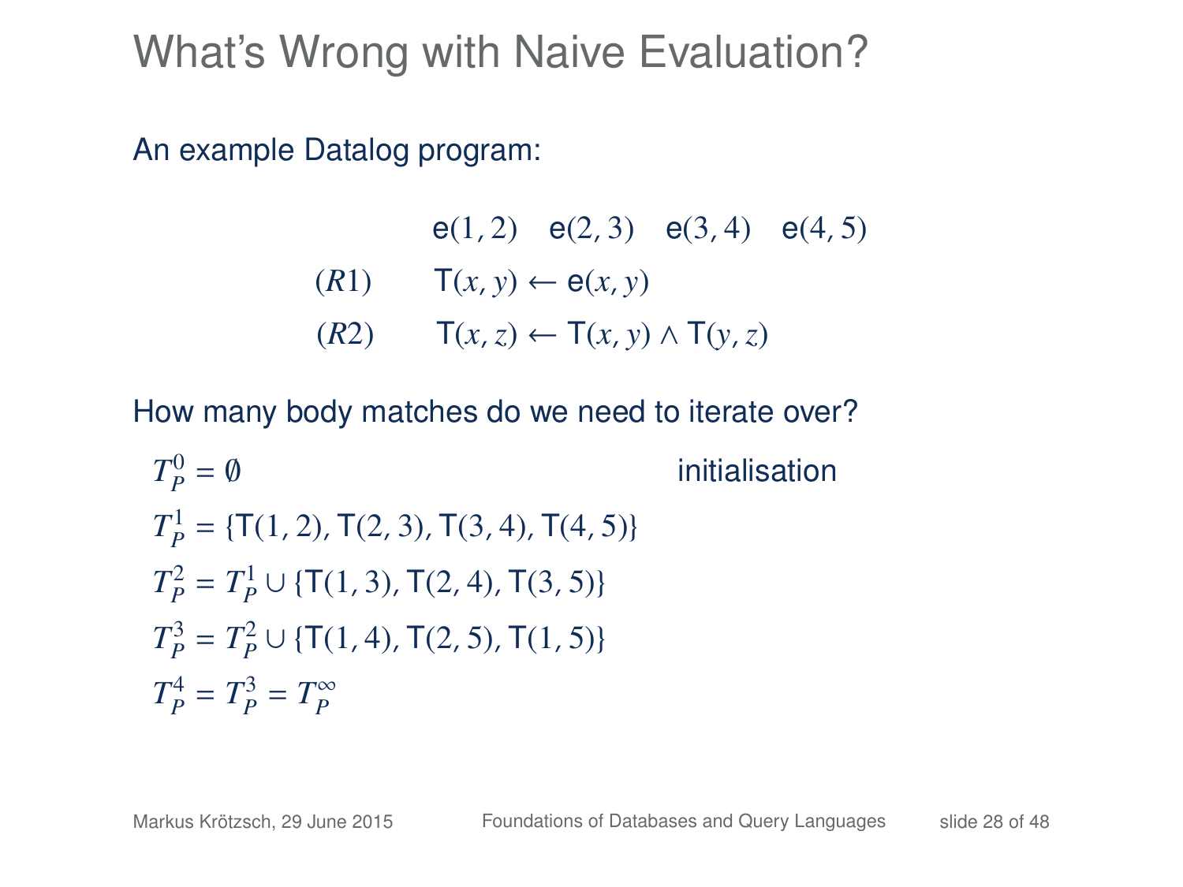# What's Wrong with Naive Evaluation?

An example Datalog program:

$$\mathsf{e}(1,2) \quad \mathsf{e}(2,3) \quad \mathsf{e}(3,4) \quad \mathsf{e}(4,5)$$

$$(R1) \qquad \mathsf{T}(x,y) \leftarrow \mathsf{e}(x,y)$$

$$(R2) \qquad \mathsf{T}(x,z) \leftarrow \mathsf{T}(x,y) \wedge \mathsf{T}(y,z)$$

How many body matches do we need to iterate over?

$T_P^0 = \emptyset$ initialisation

$T_P^1 = \{\mathsf{T}(1,2), \mathsf{T}(2,3), \mathsf{T}(3,4), \mathsf{T}(4,5)\}$

$T_P^2 = T_P^1 \cup \{\mathsf{T}(1,3), \mathsf{T}(2,4), \mathsf{T}(3,5)\}$

$T_P^3 = T_P^2 \cup \{\mathsf{T}(1,4), \mathsf{T}(2,5), \mathsf{T}(1,5)\}$

$T_P^4 = T_P^3 = T_P^\infty$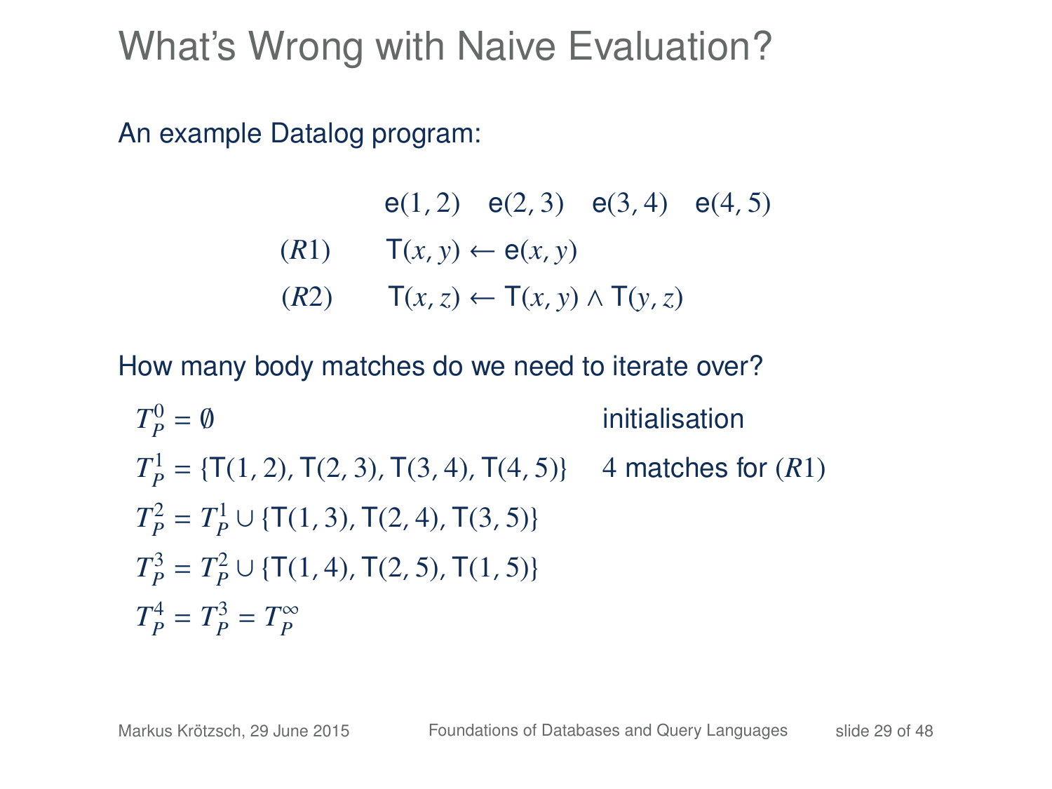# What's Wrong with Naive Evaluation?

An example Datalog program:

$$\mathsf{e}(1,2) \quad \mathsf{e}(2,3) \quad \mathsf{e}(3,4) \quad \mathsf{e}(4,5)$$

$$(R1) \qquad \mathsf{T}(x,y) \leftarrow \mathsf{e}(x,y)$$

$$(R2) \qquad \mathsf{T}(x,z) \leftarrow \mathsf{T}(x,y) \wedge \mathsf{T}(y,z)$$

How many body matches do we need to iterate over?

$T_P^0 = \emptyset$ initialisation

$T_P^1 = \{\mathsf{T}(1,2), \mathsf{T}(2,3), \mathsf{T}(3,4), \mathsf{T}(4,5)\}$ 4 matches for $(R1)$

$T_P^2 = T_P^1 \cup \{\mathsf{T}(1,3), \mathsf{T}(2,4), \mathsf{T}(3,5)\}$

$T_P^3 = T_P^2 \cup \{\mathsf{T}(1,4), \mathsf{T}(2,5), \mathsf{T}(1,5)\}$

$T_P^4 = T_P^3 = T_P^\infty$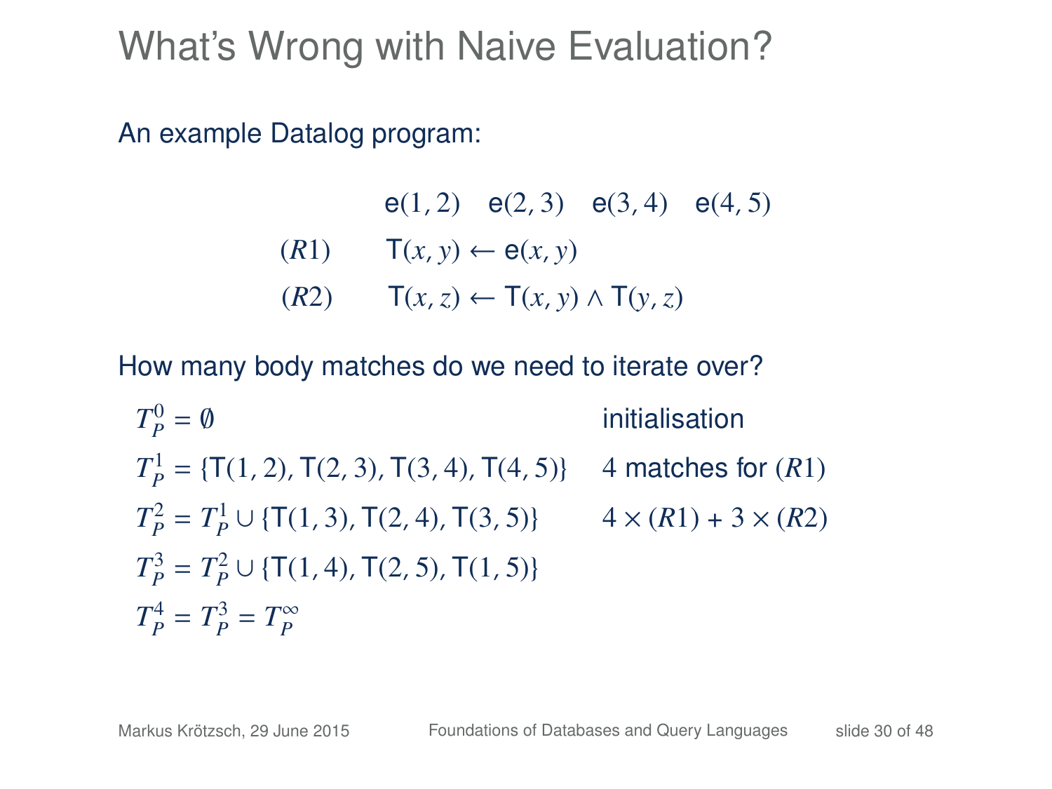# What's Wrong with Naive Evaluation?

An example Datalog program:

$$\mathsf{e}(1,2) \quad \mathsf{e}(2,3) \quad \mathsf{e}(3,4) \quad \mathsf{e}(4,5)$$

$$(R1) \qquad \mathsf{T}(x,y) \leftarrow \mathsf{e}(x,y)$$

$$(R2) \qquad \mathsf{T}(x,z) \leftarrow \mathsf{T}(x,y) \wedge \mathsf{T}(y,z)$$

How many body matches do we need to iterate over?

$T_P^0 = \emptyset$ — initialisation

$T_P^1 = \{\mathsf{T}(1,2), \mathsf{T}(2,3), \mathsf{T}(3,4), \mathsf{T}(4,5)\}$ — 4 matches for $(R1)$

$T_P^2 = T_P^1 \cup \{\mathsf{T}(1,3), \mathsf{T}(2,4), \mathsf{T}(3,5)\}$ — $4 \times (R1) + 3 \times (R2)$

$T_P^3 = T_P^2 \cup \{\mathsf{T}(1,4), \mathsf{T}(2,5), \mathsf{T}(1,5)\}$

$T_P^4 = T_P^3 = T_P^\infty$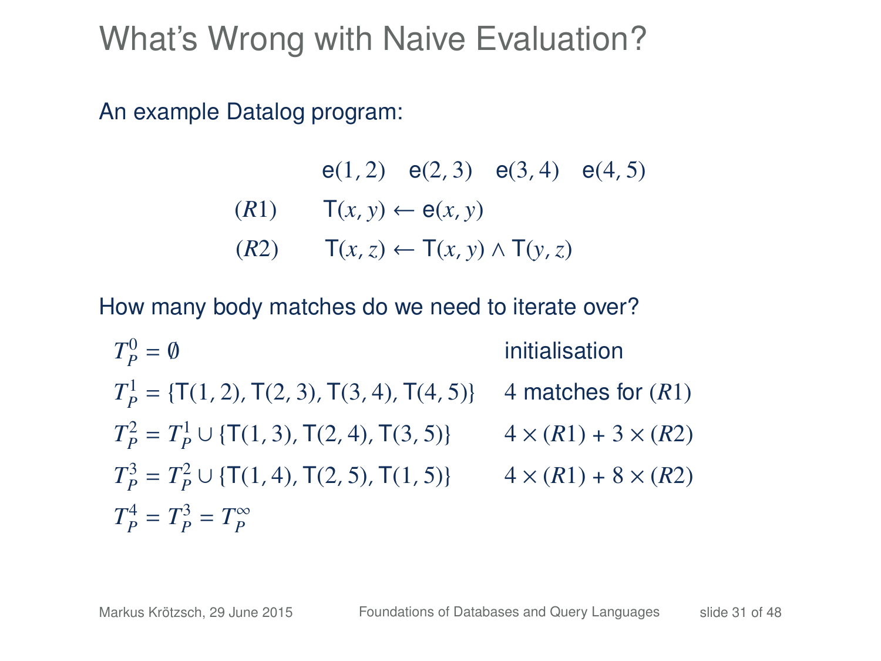# What's Wrong with Naive Evaluation?

An example Datalog program:

$$\mathsf{e}(1,2) \quad \mathsf{e}(2,3) \quad \mathsf{e}(3,4) \quad \mathsf{e}(4,5)$$

$$(R1) \qquad \mathsf{T}(x,y) \leftarrow \mathsf{e}(x,y)$$

$$(R2) \qquad \mathsf{T}(x,z) \leftarrow \mathsf{T}(x,y) \wedge \mathsf{T}(y,z)$$

How many body matches do we need to iterate over?

| | |
|---|---|
| $T_P^0 = \emptyset$ | initialisation |
| $T_P^1 = \{\mathsf{T}(1,2), \mathsf{T}(2,3), \mathsf{T}(3,4), \mathsf{T}(4,5)\}$ | 4 matches for $(R1)$ |
| $T_P^2 = T_P^1 \cup \{\mathsf{T}(1,3), \mathsf{T}(2,4), \mathsf{T}(3,5)\}$ | $4 \times (R1) + 3 \times (R2)$ |
| $T_P^3 = T_P^2 \cup \{\mathsf{T}(1,4), \mathsf{T}(2,5), \mathsf{T}(1,5)\}$ | $4 \times (R1) + 8 \times (R2)$ |
| $T_P^4 = T_P^3 = T_P^\infty$ | |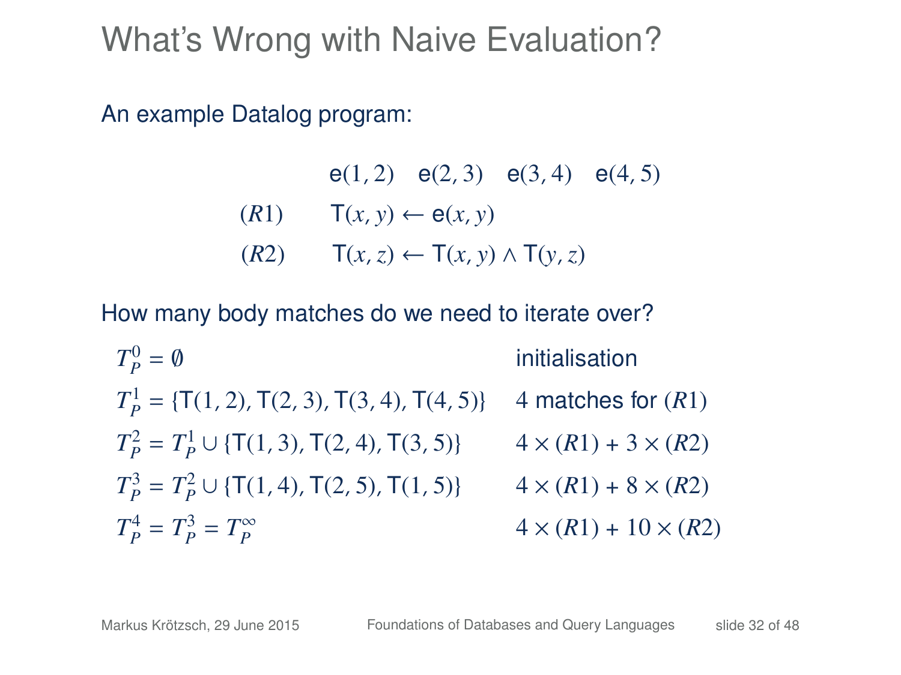# What's Wrong with Naive Evaluation?

An example Datalog program:

$$\mathsf{e}(1,2) \quad \mathsf{e}(2,3) \quad \mathsf{e}(3,4) \quad \mathsf{e}(4,5)$$

$$(R1) \qquad \mathsf{T}(x,y) \leftarrow \mathsf{e}(x,y)$$

$$(R2) \qquad \mathsf{T}(x,z) \leftarrow \mathsf{T}(x,y) \wedge \mathsf{T}(y,z)$$

How many body matches do we need to iterate over?

| | |
|---|---|
| $T_P^0 = \emptyset$ | initialisation |
| $T_P^1 = \{\mathsf{T}(1,2), \mathsf{T}(2,3), \mathsf{T}(3,4), \mathsf{T}(4,5)\}$ | 4 matches for $(R1)$ |
| $T_P^2 = T_P^1 \cup \{\mathsf{T}(1,3), \mathsf{T}(2,4), \mathsf{T}(3,5)\}$ | $4 \times (R1) + 3 \times (R2)$ |
| $T_P^3 = T_P^2 \cup \{\mathsf{T}(1,4), \mathsf{T}(2,5), \mathsf{T}(1,5)\}$ | $4 \times (R1) + 8 \times (R2)$ |
| $T_P^4 = T_P^3 = T_P^\infty$ | $4 \times (R1) + 10 \times (R2)$ |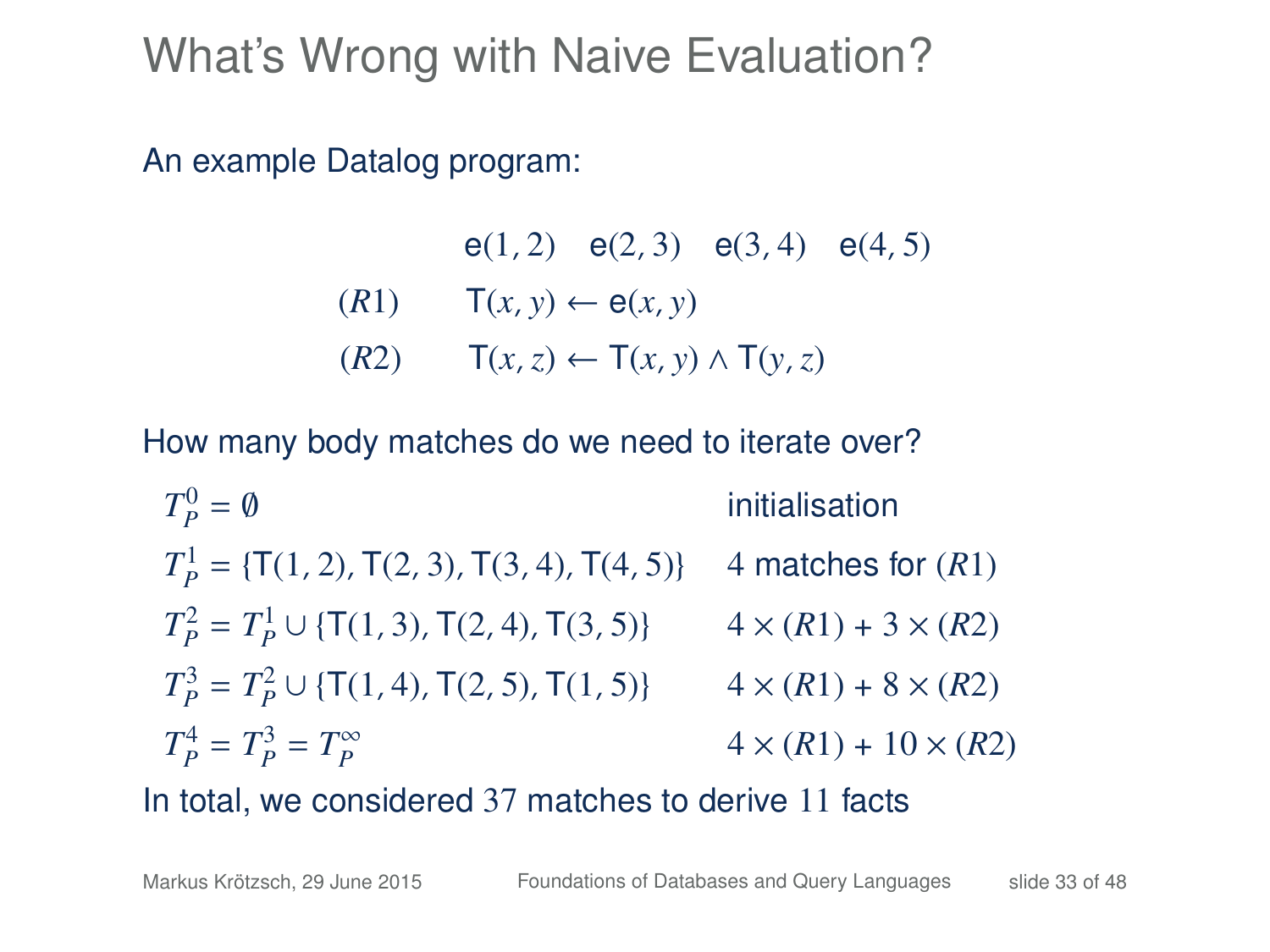# What's Wrong with Naive Evaluation?

An example Datalog program:

$$\mathsf{e}(1,2) \quad \mathsf{e}(2,3) \quad \mathsf{e}(3,4) \quad \mathsf{e}(4,5)$$

$$(R1) \qquad \mathsf{T}(x,y) \leftarrow \mathsf{e}(x,y)$$

$$(R2) \qquad \mathsf{T}(x,z) \leftarrow \mathsf{T}(x,y) \wedge \mathsf{T}(y,z)$$

How many body matches do we need to iterate over?

| | |
|---|---|
| $T_P^0 = \emptyset$ | initialisation |
| $T_P^1 = \{\mathsf{T}(1,2), \mathsf{T}(2,3), \mathsf{T}(3,4), \mathsf{T}(4,5)\}$ | 4 matches for $(R1)$ |
| $T_P^2 = T_P^1 \cup \{\mathsf{T}(1,3), \mathsf{T}(2,4), \mathsf{T}(3,5)\}$ | $4 \times (R1) + 3 \times (R2)$ |
| $T_P^3 = T_P^2 \cup \{\mathsf{T}(1,4), \mathsf{T}(2,5), \mathsf{T}(1,5)\}$ | $4 \times (R1) + 8 \times (R2)$ |
| $T_P^4 = T_P^3 = T_P^\infty$ | $4 \times (R1) + 10 \times (R2)$ |

In total, we considered 37 matches to derive 11 facts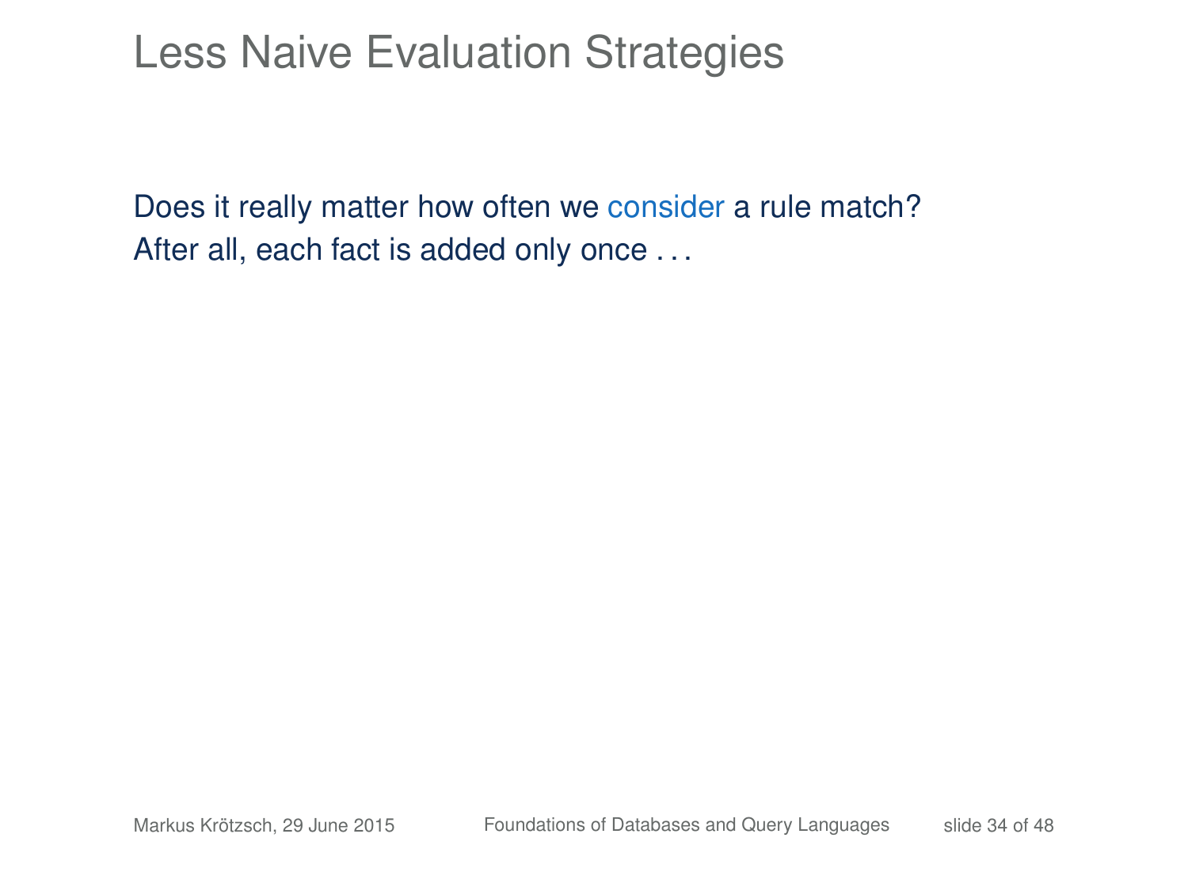# Less Naive Evaluation Strategies

Does it really matter how often we consider a rule match?
After all, each fact is added only once . . .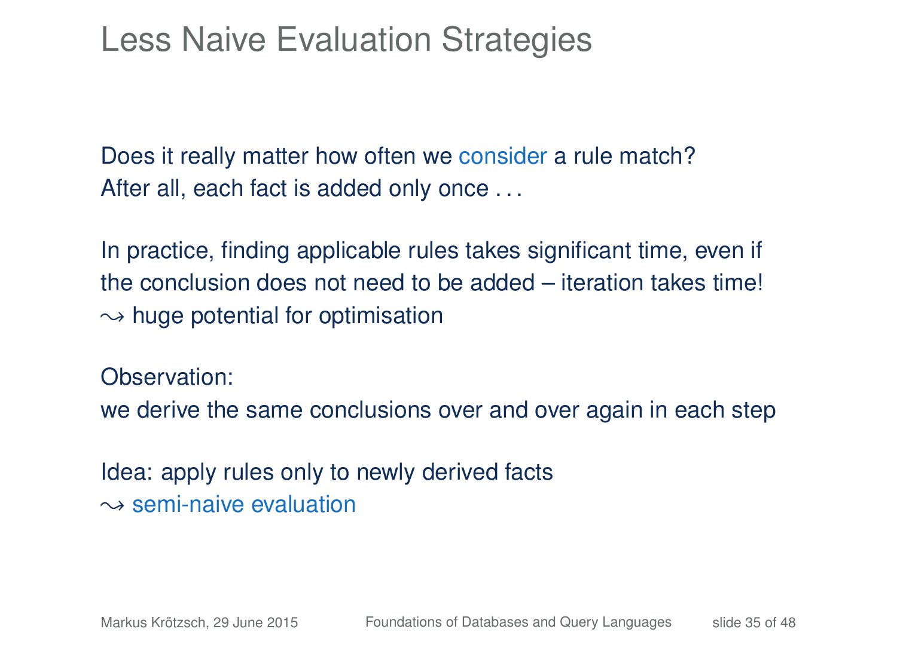# Less Naive Evaluation Strategies

Does it really matter how often we consider a rule match?
After all, each fact is added only once . . .

In practice, finding applicable rules takes significant time, even if the conclusion does not need to be added – iteration takes time!
$\leadsto$ huge potential for optimisation

Observation:
we derive the same conclusions over and over again in each step

Idea: apply rules only to newly derived facts
$\leadsto$ semi-naive evaluation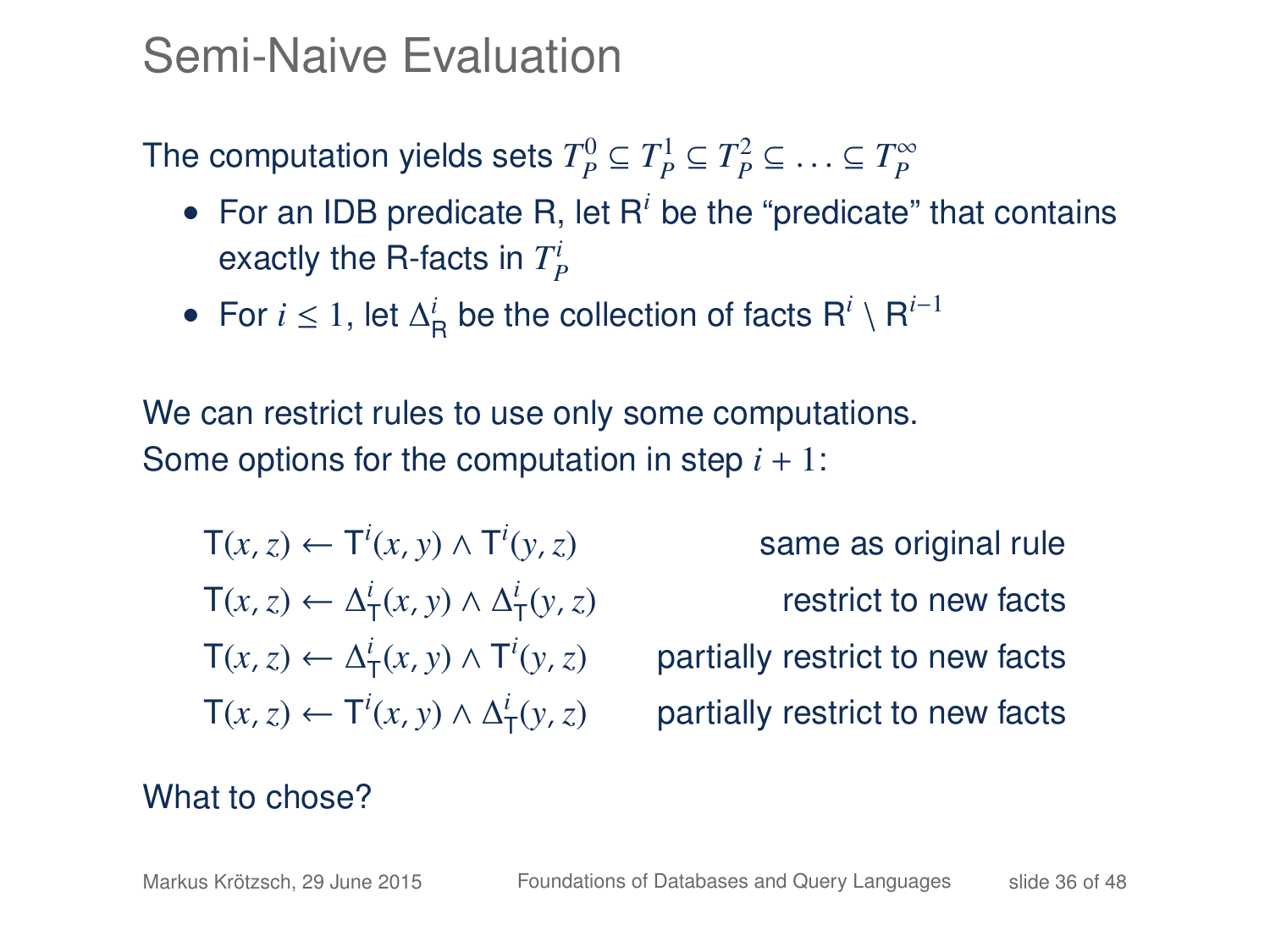# Semi-Naive Evaluation

The computation yields sets $T_P^0 \subseteq T_P^1 \subseteq T_P^2 \subseteq \ldots \subseteq T_P^\infty$

- For an IDB predicate R, let $\mathsf{R}^i$ be the "predicate" that contains exactly the R-facts in $T_P^i$
- For $i \leq 1$, let $\Delta_\mathsf{R}^i$ be the collection of facts $\mathsf{R}^i \setminus \mathsf{R}^{i-1}$

We can restrict rules to use only some computations.
Some options for the computation in step $i + 1$:

| | |
|---|---|
| $\mathsf{T}(x, z) \leftarrow \mathsf{T}^i(x, y) \wedge \mathsf{T}^i(y, z)$ | same as original rule |
| $\mathsf{T}(x, z) \leftarrow \Delta_\mathsf{T}^i(x, y) \wedge \Delta_\mathsf{T}^i(y, z)$ | restrict to new facts |
| $\mathsf{T}(x, z) \leftarrow \Delta_\mathsf{T}^i(x, y) \wedge \mathsf{T}^i(y, z)$ | partially restrict to new facts |
| $\mathsf{T}(x, z) \leftarrow \mathsf{T}^i(x, y) \wedge \Delta_\mathsf{T}^i(y, z)$ | partially restrict to new facts |

What to chose?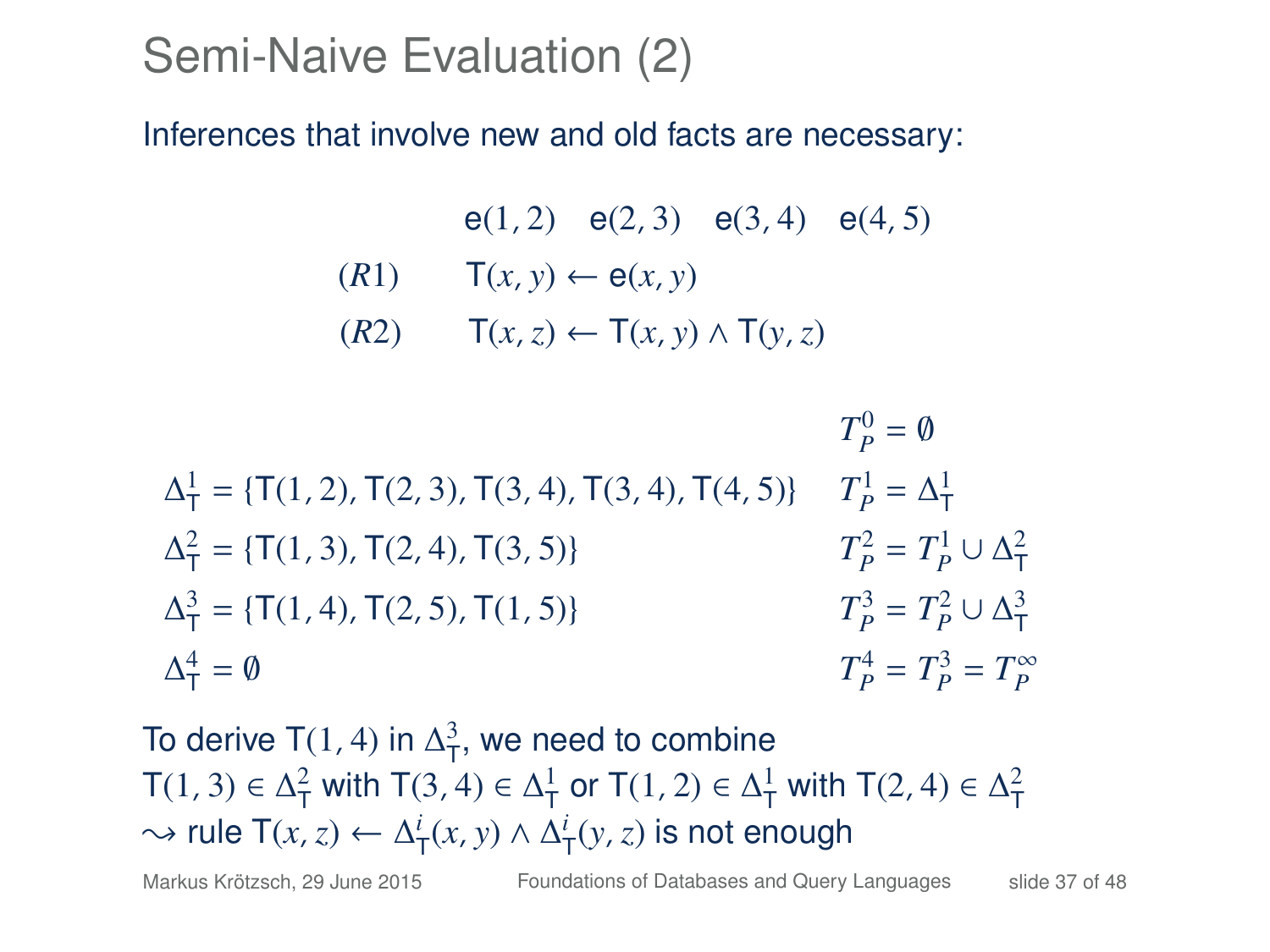# Semi-Naive Evaluation (2)

Inferences that involve new and old facts are necessary:

$$\mathsf{e}(1,2) \quad \mathsf{e}(2,3) \quad \mathsf{e}(3,4) \quad \mathsf{e}(4,5)$$

$$(R1) \qquad \mathsf{T}(x,y) \leftarrow \mathsf{e}(x,y)$$

$$(R2) \qquad \mathsf{T}(x,z) \leftarrow \mathsf{T}(x,y) \wedge \mathsf{T}(y,z)$$

$$T_P^0 = \emptyset$$

$$\Delta_\mathsf{T}^1 = \{\mathsf{T}(1,2), \mathsf{T}(2,3), \mathsf{T}(3,4), \mathsf{T}(3,4), \mathsf{T}(4,5)\} \qquad T_P^1 = \Delta_\mathsf{T}^1$$

$$\Delta_\mathsf{T}^2 = \{\mathsf{T}(1,3), \mathsf{T}(2,4), \mathsf{T}(3,5)\} \qquad T_P^2 = T_P^1 \cup \Delta_\mathsf{T}^2$$

$$\Delta_\mathsf{T}^3 = \{\mathsf{T}(1,4), \mathsf{T}(2,5), \mathsf{T}(1,5)\} \qquad T_P^3 = T_P^2 \cup \Delta_\mathsf{T}^3$$

$$\Delta_\mathsf{T}^4 = \emptyset \qquad T_P^4 = T_P^3 = T_P^\infty$$

To derive $\mathsf{T}(1,4)$ in $\Delta_\mathsf{T}^3$, we need to combine $\mathsf{T}(1,3) \in \Delta_\mathsf{T}^2$ with $\mathsf{T}(3,4) \in \Delta_\mathsf{T}^1$ or $\mathsf{T}(1,2) \in \Delta_\mathsf{T}^1$ with $\mathsf{T}(2,4) \in \Delta_\mathsf{T}^2$
$\leadsto$ rule $\mathsf{T}(x,z) \leftarrow \Delta_\mathsf{T}^i(x,y) \wedge \Delta_\mathsf{T}^i(y,z)$ is not enough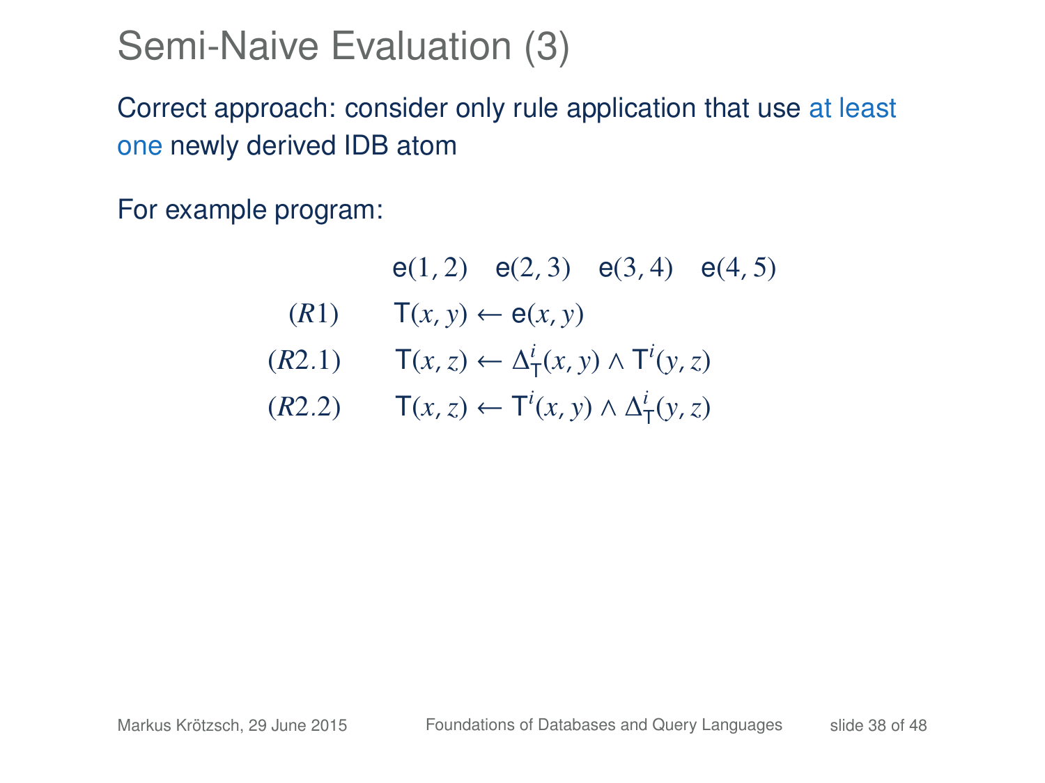# Semi-Naive Evaluation (3)

Correct approach: consider only rule application that use at least one newly derived IDB atom

For example program:

$$\mathsf{e}(1,2) \quad \mathsf{e}(2,3) \quad \mathsf{e}(3,4) \quad \mathsf{e}(4,5)$$

$$(R1) \qquad \mathsf{T}(x,y) \leftarrow \mathsf{e}(x,y)$$

$$(R2.1) \qquad \mathsf{T}(x,z) \leftarrow \Delta^i_{\mathsf{T}}(x,y) \wedge \mathsf{T}^i(y,z)$$

$$(R2.2) \qquad \mathsf{T}(x,z) \leftarrow \mathsf{T}^i(x,y) \wedge \Delta^i_{\mathsf{T}}(y,z)$$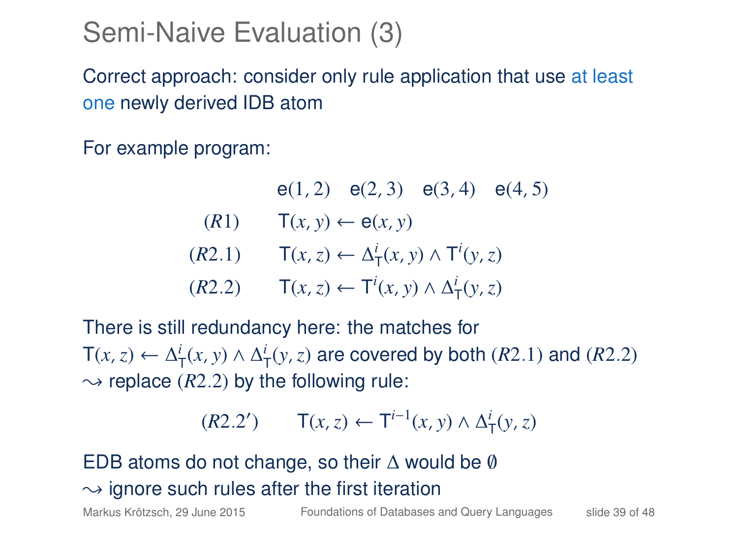# Semi-Naive Evaluation (3)

Correct approach: consider only rule application that use at least one newly derived IDB atom

For example program:

$$\mathsf{e}(1,2) \quad \mathsf{e}(2,3) \quad \mathsf{e}(3,4) \quad \mathsf{e}(4,5)$$

$$(R1) \qquad \mathsf{T}(x,y) \leftarrow \mathsf{e}(x,y)$$

$$(R2.1) \qquad \mathsf{T}(x,z) \leftarrow \Delta^i_{\mathsf{T}}(x,y) \wedge \mathsf{T}^i(y,z)$$

$$(R2.2) \qquad \mathsf{T}(x,z) \leftarrow \mathsf{T}^i(x,y) \wedge \Delta^i_{\mathsf{T}}(y,z)$$

There is still redundancy here: the matches for $\mathsf{T}(x,z) \leftarrow \Delta^i_{\mathsf{T}}(x,y) \wedge \Delta^i_{\mathsf{T}}(y,z)$ are covered by both $(R2.1)$ and $(R2.2)$
$\rightsquigarrow$ replace $(R2.2)$ by the following rule:

$$(R2.2') \qquad \mathsf{T}(x,z) \leftarrow \mathsf{T}^{i-1}(x,y) \wedge \Delta^i_{\mathsf{T}}(y,z)$$

EDB atoms do not change, so their $\Delta$ would be $\emptyset$
$\rightsquigarrow$ ignore such rules after the first iteration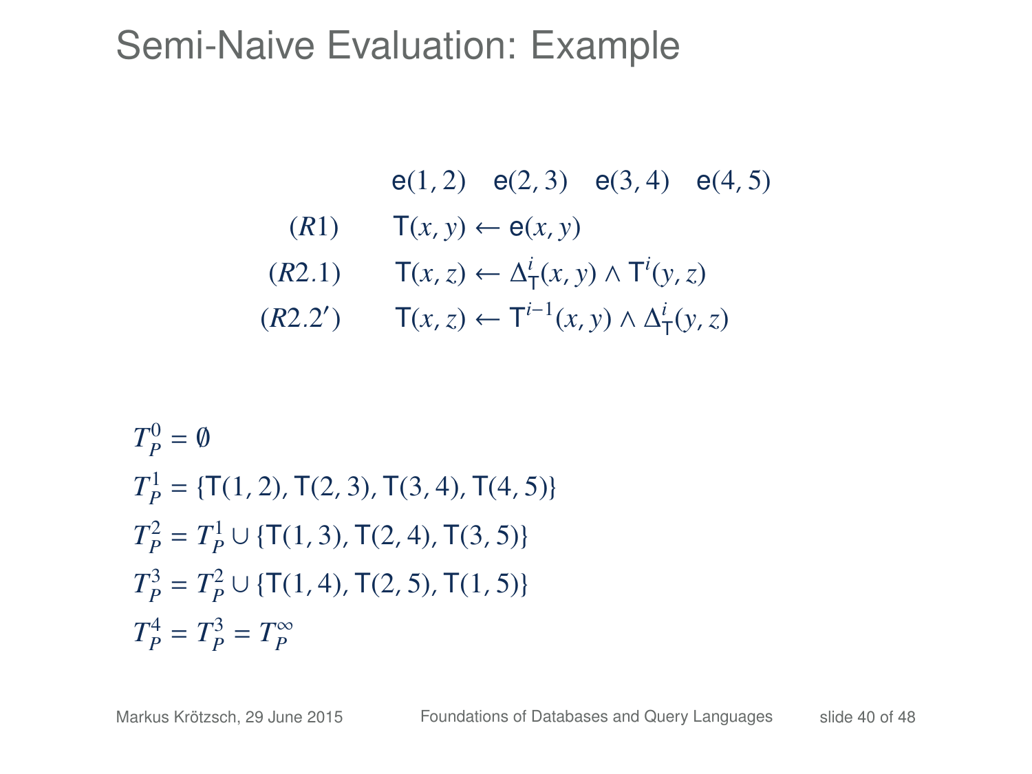# Semi-Naive Evaluation: Example

$$\mathsf{e}(1,2) \quad \mathsf{e}(2,3) \quad \mathsf{e}(3,4) \quad \mathsf{e}(4,5)$$

$$(R1) \qquad \mathsf{T}(x,y) \leftarrow \mathsf{e}(x,y)$$

$$(R2.1) \qquad \mathsf{T}(x,z) \leftarrow \Delta^i_{\mathsf{T}}(x,y) \wedge \mathsf{T}^i(y,z)$$

$$(R2.2') \qquad \mathsf{T}(x,z) \leftarrow \mathsf{T}^{i-1}(x,y) \wedge \Delta^i_{\mathsf{T}}(y,z)$$

$T_P^0 = \emptyset$

$T_P^1 = \{\mathsf{T}(1,2), \mathsf{T}(2,3), \mathsf{T}(3,4), \mathsf{T}(4,5)\}$

$T_P^2 = T_P^1 \cup \{\mathsf{T}(1,3), \mathsf{T}(2,4), \mathsf{T}(3,5)\}$

$T_P^3 = T_P^2 \cup \{\mathsf{T}(1,4), \mathsf{T}(2,5), \mathsf{T}(1,5)\}$

$T_P^4 = T_P^3 = T_P^\infty$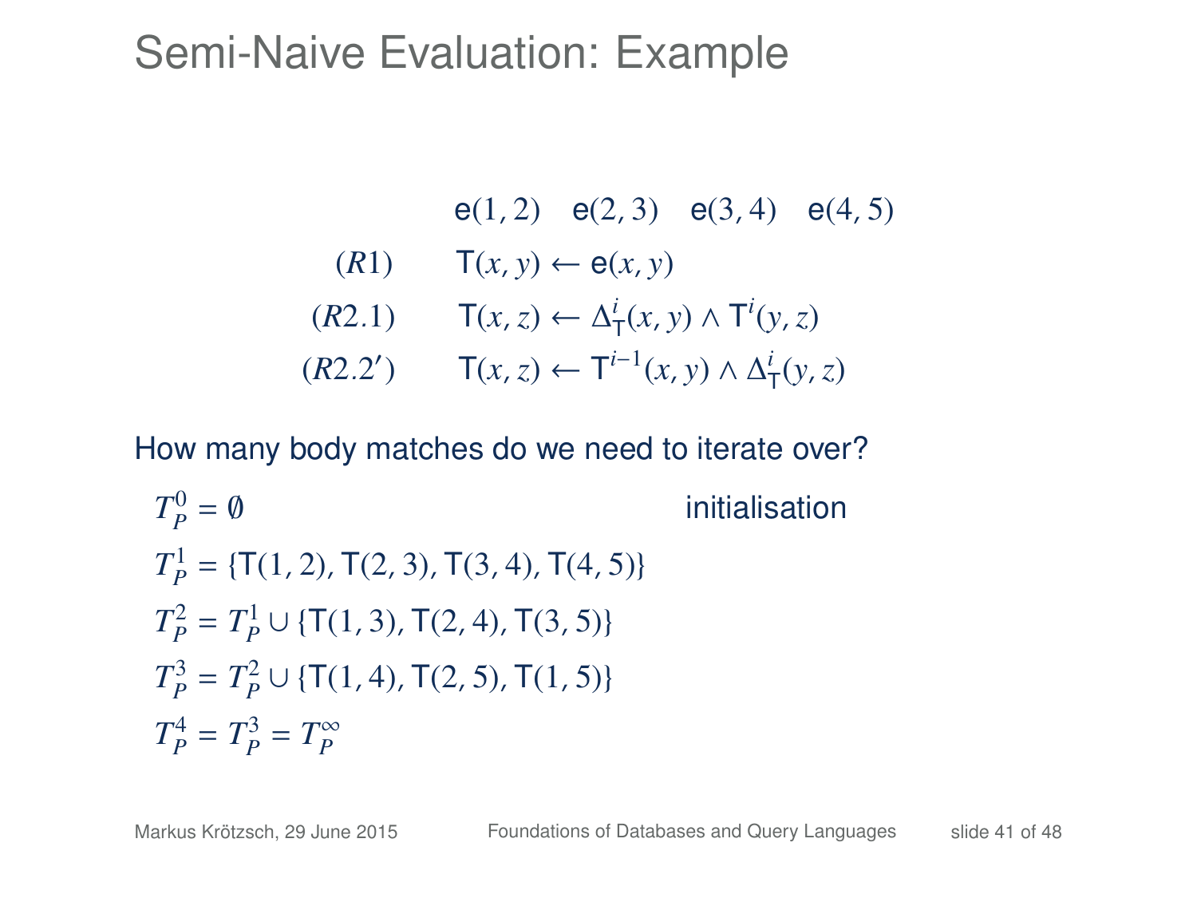# Semi-Naive Evaluation: Example

$$\mathsf{e}(1,2) \quad \mathsf{e}(2,3) \quad \mathsf{e}(3,4) \quad \mathsf{e}(4,5)$$

$$(R1) \qquad \mathsf{T}(x,y) \leftarrow \mathsf{e}(x,y)$$

$$(R2.1) \qquad \mathsf{T}(x,z) \leftarrow \Delta^i_{\mathsf{T}}(x,y) \wedge \mathsf{T}^i(y,z)$$

$$(R2.2') \qquad \mathsf{T}(x,z) \leftarrow \mathsf{T}^{i-1}(x,y) \wedge \Delta^i_{\mathsf{T}}(y,z)$$

How many body matches do we need to iterate over?

$T^0_P = \emptyset$ initialisation

$T^1_P = \{\mathsf{T}(1,2), \mathsf{T}(2,3), \mathsf{T}(3,4), \mathsf{T}(4,5)\}$

$T^2_P = T^1_P \cup \{\mathsf{T}(1,3), \mathsf{T}(2,4), \mathsf{T}(3,5)\}$

$T^3_P = T^2_P \cup \{\mathsf{T}(1,4), \mathsf{T}(2,5), \mathsf{T}(1,5)\}$

$T^4_P = T^3_P = T^\infty_P$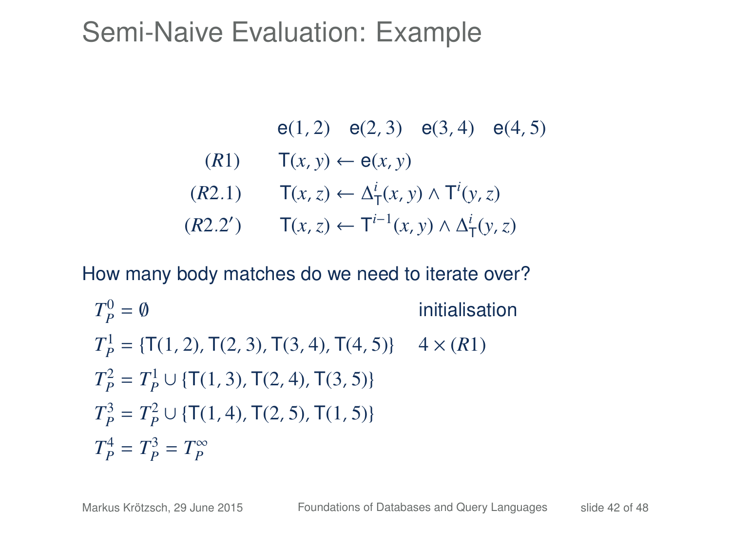# Semi-Naive Evaluation: Example

$$\mathsf{e}(1,2) \quad \mathsf{e}(2,3) \quad \mathsf{e}(3,4) \quad \mathsf{e}(4,5)$$

$$(R1) \qquad \mathsf{T}(x,y) \leftarrow \mathsf{e}(x,y)$$

$$(R2.1) \qquad \mathsf{T}(x,z) \leftarrow \Delta^i_{\mathsf{T}}(x,y) \wedge \mathsf{T}^i(y,z)$$

$$(R2.2') \qquad \mathsf{T}(x,z) \leftarrow \mathsf{T}^{i-1}(x,y) \wedge \Delta^i_{\mathsf{T}}(y,z)$$

How many body matches do we need to iterate over?

| | |
|---|---|
| $T_P^0 = \emptyset$ | initialisation |
| $T_P^1 = \{\mathsf{T}(1,2), \mathsf{T}(2,3), \mathsf{T}(3,4), \mathsf{T}(4,5)\}$ | $4 \times (R1)$ |
| $T_P^2 = T_P^1 \cup \{\mathsf{T}(1,3), \mathsf{T}(2,4), \mathsf{T}(3,5)\}$ | |
| $T_P^3 = T_P^2 \cup \{\mathsf{T}(1,4), \mathsf{T}(2,5), \mathsf{T}(1,5)\}$ | |
| $T_P^4 = T_P^3 = T_P^\infty$ | |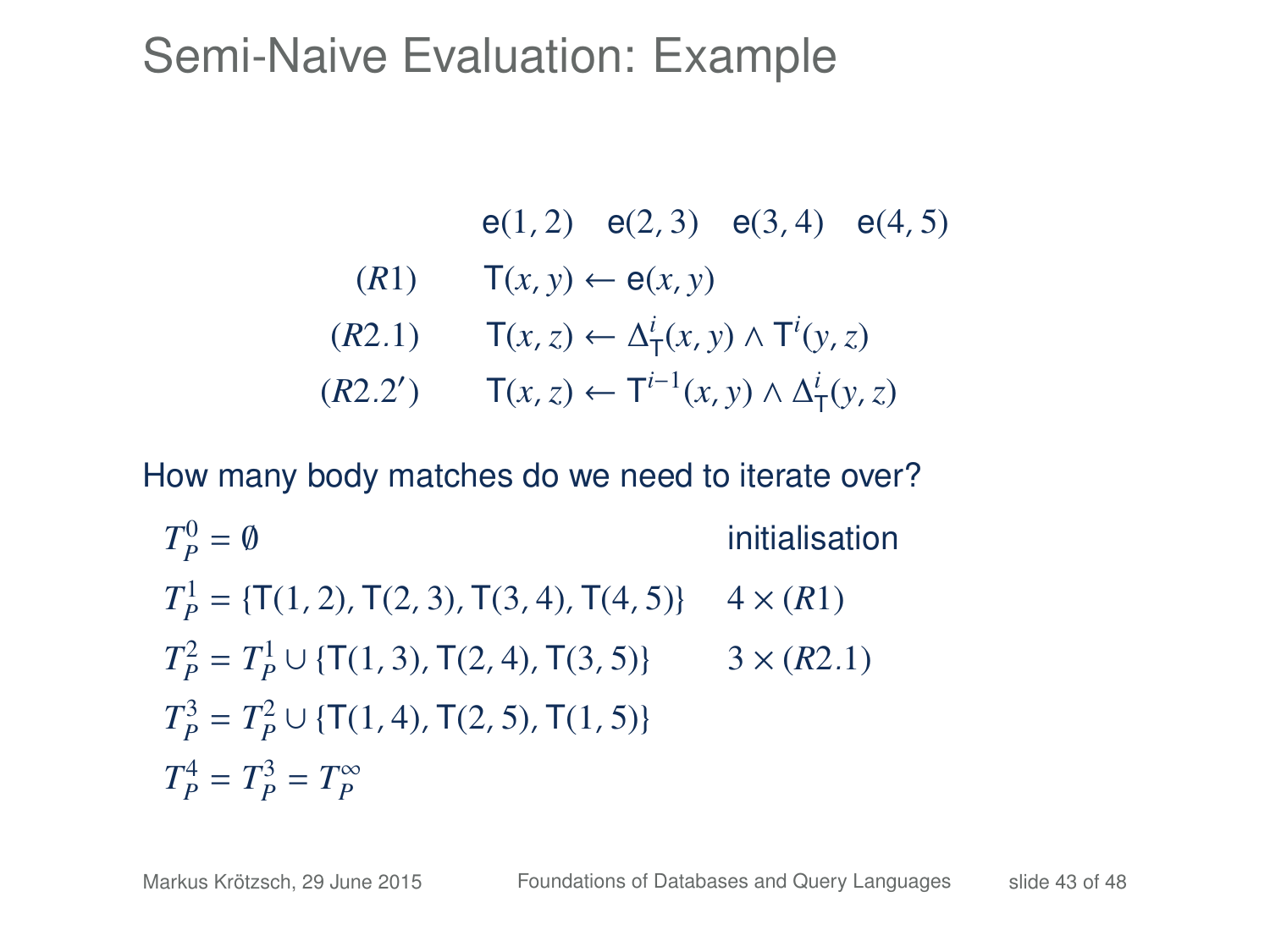# Semi-Naive Evaluation: Example

$$\mathsf{e}(1,2) \quad \mathsf{e}(2,3) \quad \mathsf{e}(3,4) \quad \mathsf{e}(4,5)$$

$$(R1) \qquad \mathsf{T}(x,y) \leftarrow \mathsf{e}(x,y)$$

$$(R2.1) \qquad \mathsf{T}(x,z) \leftarrow \Delta^i_{\mathsf{T}}(x,y) \wedge \mathsf{T}^i(y,z)$$

$$(R2.2') \qquad \mathsf{T}(x,z) \leftarrow \mathsf{T}^{i-1}(x,y) \wedge \Delta^i_{\mathsf{T}}(y,z)$$

How many body matches do we need to iterate over?

| | |
|---|---|
| $T_P^0 = \emptyset$ | initialisation |
| $T_P^1 = \{\mathsf{T}(1,2), \mathsf{T}(2,3), \mathsf{T}(3,4), \mathsf{T}(4,5)\}$ | $4 \times (R1)$ |
| $T_P^2 = T_P^1 \cup \{\mathsf{T}(1,3), \mathsf{T}(2,4), \mathsf{T}(3,5)\}$ | $3 \times (R2.1)$ |
| $T_P^3 = T_P^2 \cup \{\mathsf{T}(1,4), \mathsf{T}(2,5), \mathsf{T}(1,5)\}$ | |
| $T_P^4 = T_P^3 = T_P^\infty$ | |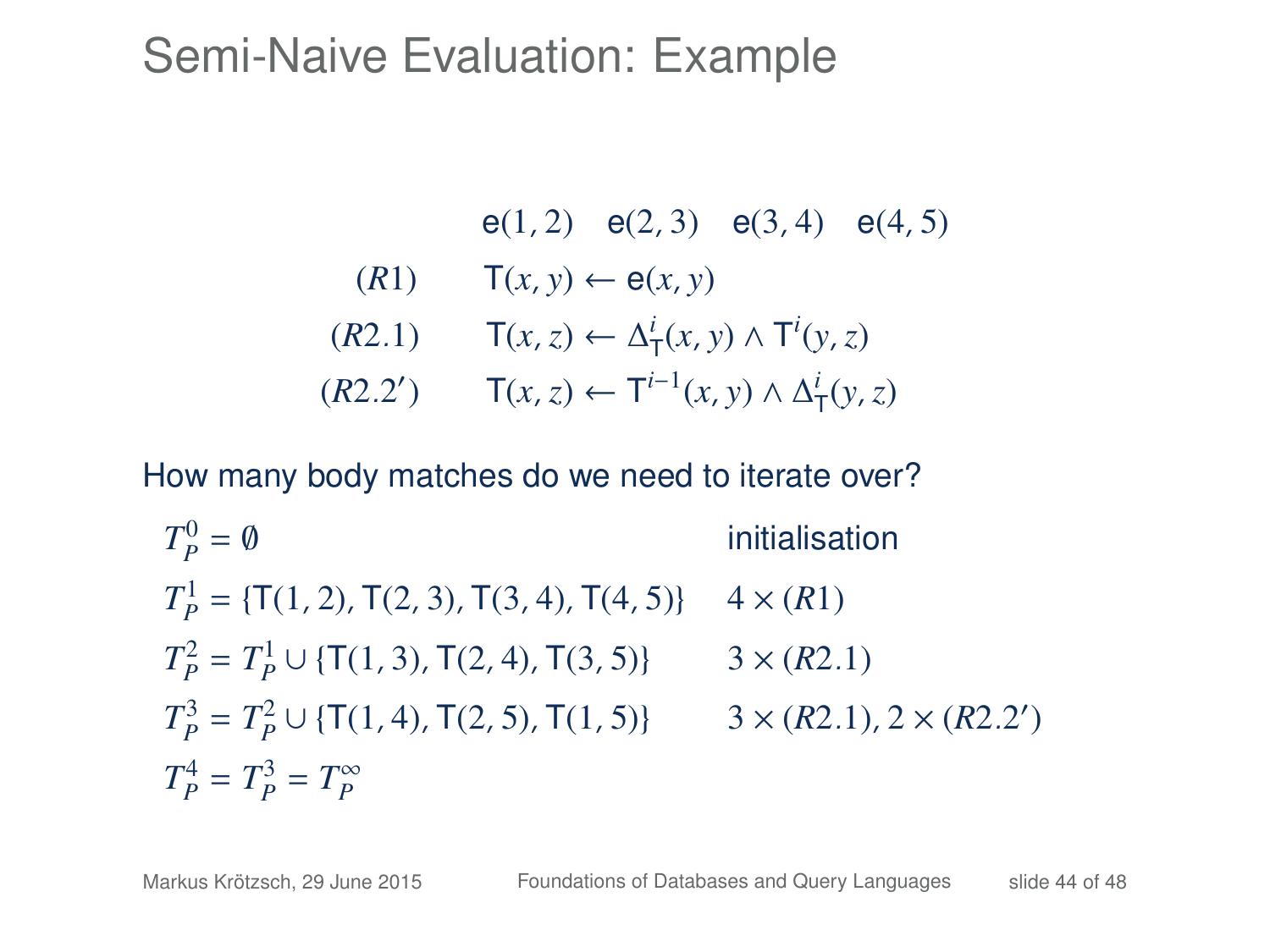# Semi-Naive Evaluation: Example

$$\mathsf{e}(1,2) \quad \mathsf{e}(2,3) \quad \mathsf{e}(3,4) \quad \mathsf{e}(4,5)$$

$$(R1) \qquad \mathsf{T}(x,y) \leftarrow \mathsf{e}(x,y)$$

$$(R2.1) \qquad \mathsf{T}(x,z) \leftarrow \Delta^i_{\mathsf{T}}(x,y) \wedge \mathsf{T}^i(y,z)$$

$$(R2.2') \qquad \mathsf{T}(x,z) \leftarrow \mathsf{T}^{i-1}(x,y) \wedge \Delta^i_{\mathsf{T}}(y,z)$$

How many body matches do we need to iterate over?

| | |
|---|---|
| $T_P^0 = \emptyset$ | initialisation |
| $T_P^1 = \{\mathsf{T}(1,2), \mathsf{T}(2,3), \mathsf{T}(3,4), \mathsf{T}(4,5)\}$ | $4 \times (R1)$ |
| $T_P^2 = T_P^1 \cup \{\mathsf{T}(1,3), \mathsf{T}(2,4), \mathsf{T}(3,5)\}$ | $3 \times (R2.1)$ |
| $T_P^3 = T_P^2 \cup \{\mathsf{T}(1,4), \mathsf{T}(2,5), \mathsf{T}(1,5)\}$ | $3 \times (R2.1), 2 \times (R2.2')$ |
| $T_P^4 = T_P^3 = T_P^\infty$ | |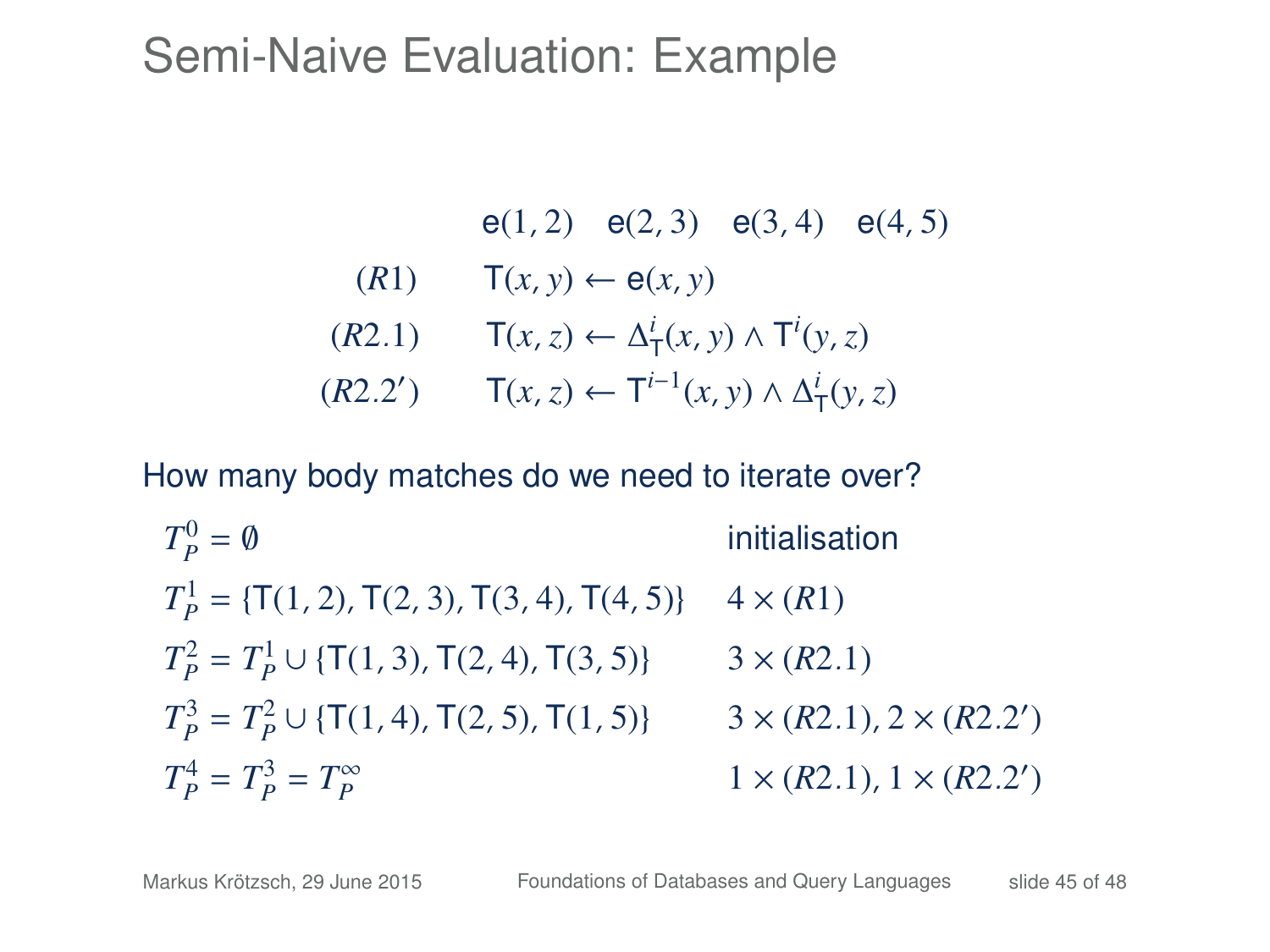# Semi-Naive Evaluation: Example

$$\mathsf{e}(1,2) \quad \mathsf{e}(2,3) \quad \mathsf{e}(3,4) \quad \mathsf{e}(4,5)$$

$$(R1) \qquad \mathsf{T}(x,y) \leftarrow \mathsf{e}(x,y)$$

$$(R2.1) \qquad \mathsf{T}(x,z) \leftarrow \Delta^i_{\mathsf{T}}(x,y) \wedge \mathsf{T}^i(y,z)$$

$$(R2.2') \qquad \mathsf{T}(x,z) \leftarrow \mathsf{T}^{i-1}(x,y) \wedge \Delta^i_{\mathsf{T}}(y,z)$$

How many body matches do we need to iterate over?

| | |
|---|---|
| $T_P^0 = \emptyset$ | initialisation |
| $T_P^1 = \{\mathsf{T}(1,2), \mathsf{T}(2,3), \mathsf{T}(3,4), \mathsf{T}(4,5)\}$ | $4 \times (R1)$ |
| $T_P^2 = T_P^1 \cup \{\mathsf{T}(1,3), \mathsf{T}(2,4), \mathsf{T}(3,5)\}$ | $3 \times (R2.1)$ |
| $T_P^3 = T_P^2 \cup \{\mathsf{T}(1,4), \mathsf{T}(2,5), \mathsf{T}(1,5)\}$ | $3 \times (R2.1), 2 \times (R2.2')$ |
| $T_P^4 = T_P^3 = T_P^\infty$ | $1 \times (R2.1), 1 \times (R2.2')$ |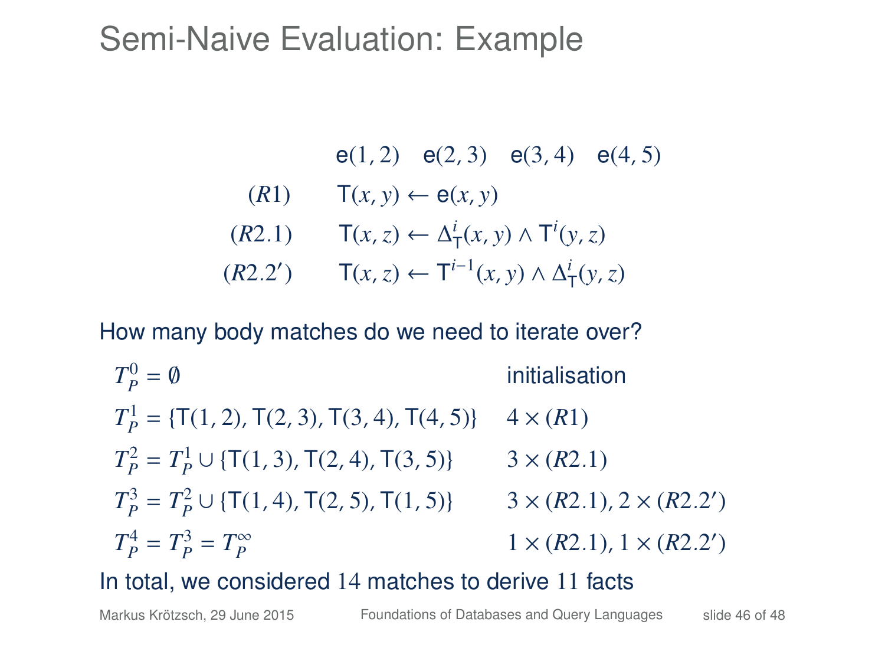# Semi-Naive Evaluation: Example

$$\mathsf{e}(1,2) \quad \mathsf{e}(2,3) \quad \mathsf{e}(3,4) \quad \mathsf{e}(4,5)$$

$$(R1) \qquad \mathsf{T}(x,y) \leftarrow \mathsf{e}(x,y)$$

$$(R2.1) \qquad \mathsf{T}(x,z) \leftarrow \Delta^i_{\mathsf{T}}(x,y) \wedge \mathsf{T}^i(y,z)$$

$$(R2.2') \qquad \mathsf{T}(x,z) \leftarrow \mathsf{T}^{i-1}(x,y) \wedge \Delta^i_{\mathsf{T}}(y,z)$$

How many body matches do we need to iterate over?

| | |
|---|---|
| $T_P^0 = \emptyset$ | initialisation |
| $T_P^1 = \{\mathsf{T}(1,2), \mathsf{T}(2,3), \mathsf{T}(3,4), \mathsf{T}(4,5)\}$ | $4 \times (R1)$ |
| $T_P^2 = T_P^1 \cup \{\mathsf{T}(1,3), \mathsf{T}(2,4), \mathsf{T}(3,5)\}$ | $3 \times (R2.1)$ |
| $T_P^3 = T_P^2 \cup \{\mathsf{T}(1,4), \mathsf{T}(2,5), \mathsf{T}(1,5)\}$ | $3 \times (R2.1), 2 \times (R2.2')$ |
| $T_P^4 = T_P^3 = T_P^\infty$ | $1 \times (R2.1), 1 \times (R2.2')$ |

In total, we considered $14$ matches to derive $11$ facts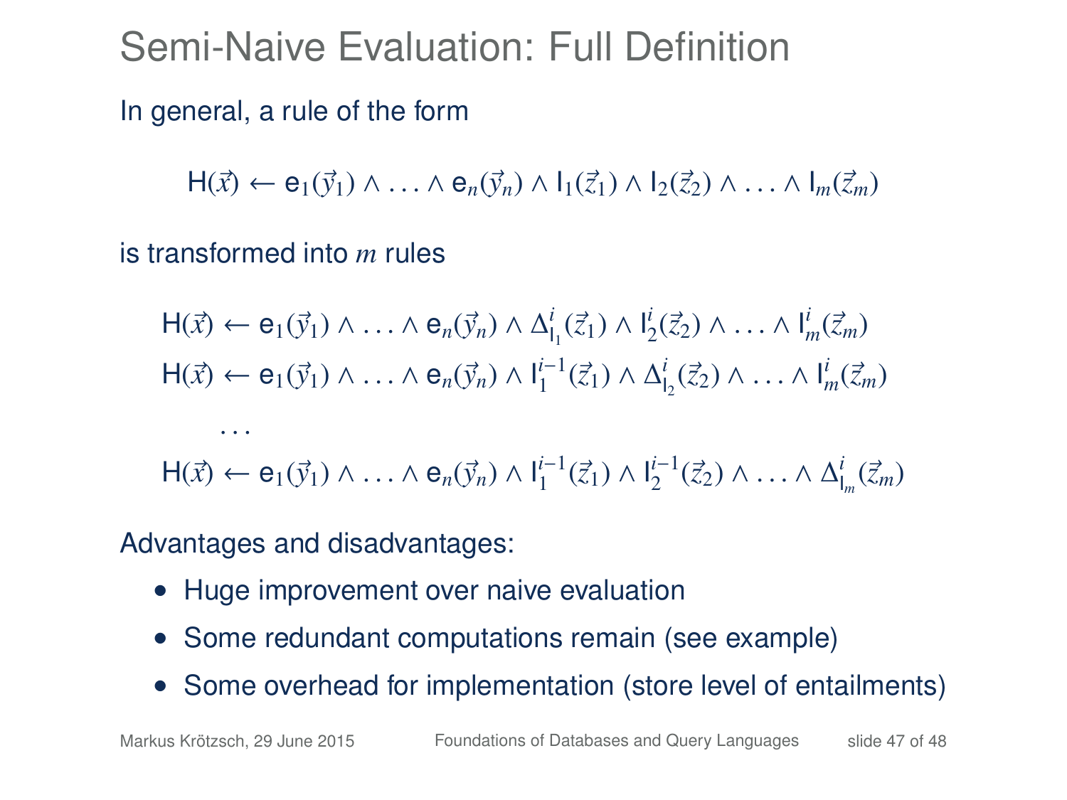# Semi-Naive Evaluation: Full Definition

In general, a rule of the form

$$\mathsf{H}(\vec{x}) \leftarrow \mathsf{e}_1(\vec{y}_1) \wedge \ldots \wedge \mathsf{e}_n(\vec{y}_n) \wedge \mathsf{I}_1(\vec{z}_1) \wedge \mathsf{I}_2(\vec{z}_2) \wedge \ldots \wedge \mathsf{I}_m(\vec{z}_m)$$

is transformed into $m$ rules

$$\mathsf{H}(\vec{x}) \leftarrow \mathsf{e}_1(\vec{y}_1) \wedge \ldots \wedge \mathsf{e}_n(\vec{y}_n) \wedge \Delta^i_{\mathsf{I}_1}(\vec{z}_1) \wedge \mathsf{I}^i_2(\vec{z}_2) \wedge \ldots \wedge \mathsf{I}^i_m(\vec{z}_m)$$

$$\mathsf{H}(\vec{x}) \leftarrow \mathsf{e}_1(\vec{y}_1) \wedge \ldots \wedge \mathsf{e}_n(\vec{y}_n) \wedge \mathsf{I}^{i-1}_1(\vec{z}_1) \wedge \Delta^i_{\mathsf{I}_2}(\vec{z}_2) \wedge \ldots \wedge \mathsf{I}^i_m(\vec{z}_m)$$

$$\ldots$$

$$\mathsf{H}(\vec{x}) \leftarrow \mathsf{e}_1(\vec{y}_1) \wedge \ldots \wedge \mathsf{e}_n(\vec{y}_n) \wedge \mathsf{I}^{i-1}_1(\vec{z}_1) \wedge \mathsf{I}^{i-1}_2(\vec{z}_2) \wedge \ldots \wedge \Delta^i_{\mathsf{I}_m}(\vec{z}_m)$$

Advantages and disadvantages:

- Huge improvement over naive evaluation
- Some redundant computations remain (see example)
- Some overhead for implementation (store level of entailments)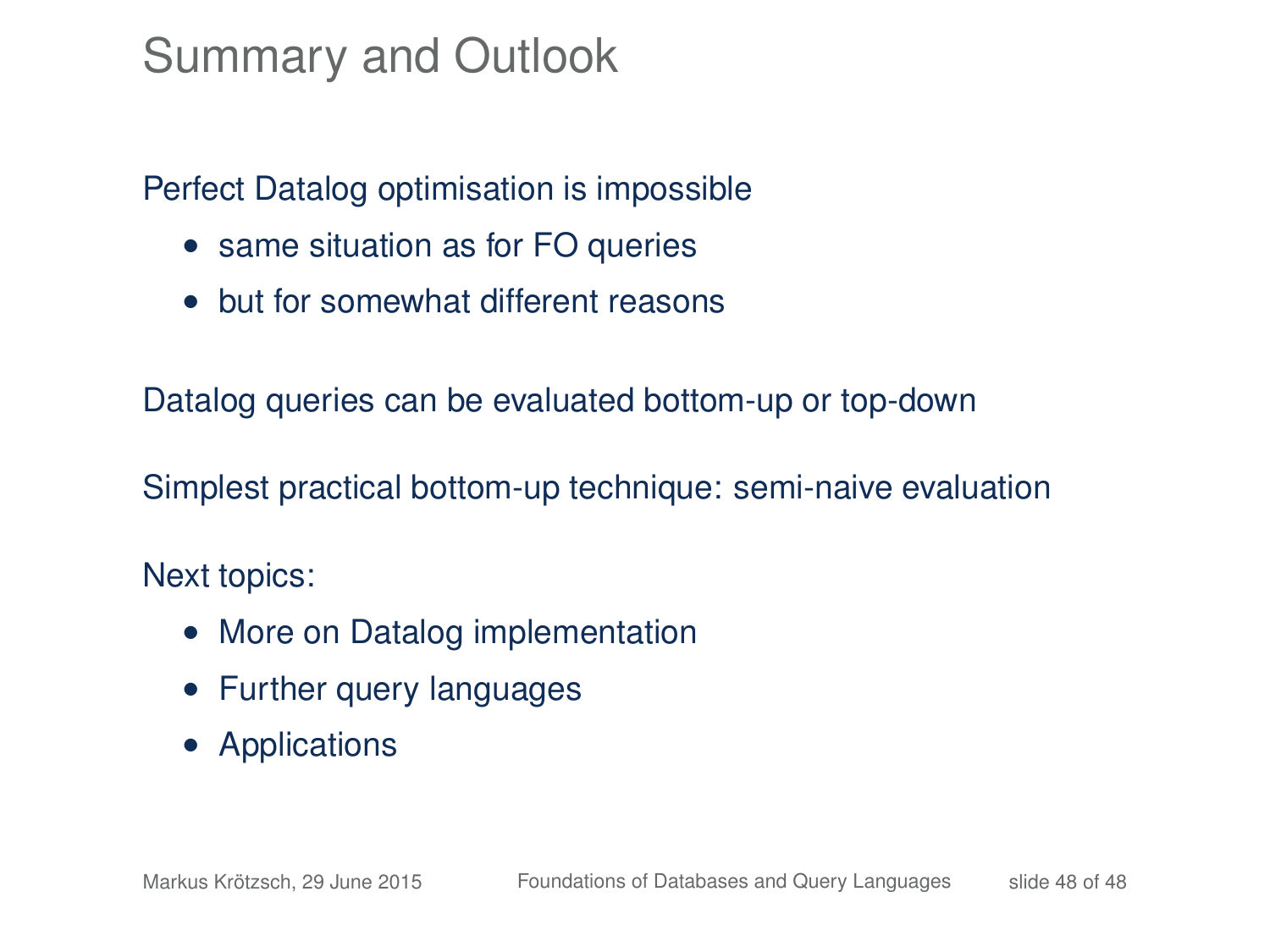# Summary and Outlook

Perfect Datalog optimisation is impossible

- same situation as for FO queries
- but for somewhat different reasons

Datalog queries can be evaluated bottom-up or top-down

Simplest practical bottom-up technique: semi-naive evaluation

Next topics:

- More on Datalog implementation
- Further query languages
- Applications